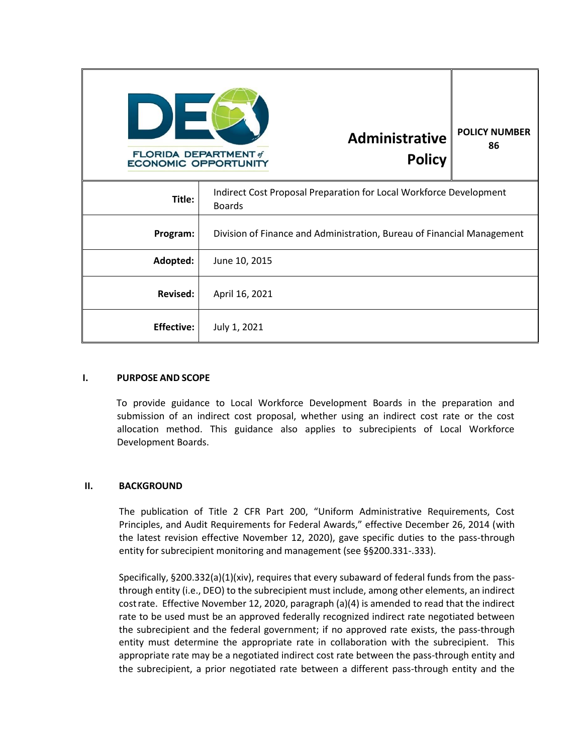| FLORIDA DEPARTMENT of ECONOMIC OPPORTUNITY | **Administrative Policy** | **POLICY NUMBER 86** |
|---|---|---|
| **Title:** | Indirect Cost Proposal Preparation for Local Workforce Development Boards | |
| **Program:** | Division of Finance and Administration, Bureau of Financial Management | |
| **Adopted:** | June 10, 2015 | |
| **Revised:** | April 16, 2021 | |
| **Effective:** | July 1, 2021 | |

## I. PURPOSE AND SCOPE

To provide guidance to Local Workforce Development Boards in the preparation and submission of an indirect cost proposal, whether using an indirect cost rate or the cost allocation method. This guidance also applies to subrecipients of Local Workforce Development Boards.

## II. BACKGROUND

The publication of Title 2 CFR Part 200, "Uniform Administrative Requirements, Cost Principles, and Audit Requirements for Federal Awards," effective December 26, 2014 (with the latest revision effective November 12, 2020), gave specific duties to the pass-through entity for subrecipient monitoring and management (see §§200.331-.333).

Specifically, §200.332(a)(1)(xiv), requires that every subaward of federal funds from the pass-through entity (i.e., DEO) to the subrecipient must include, among other elements, an indirect cost rate. Effective November 12, 2020, paragraph (a)(4) is amended to read that the indirect rate to be used must be an approved federally recognized indirect rate negotiated between the subrecipient and the federal government; if no approved rate exists, the pass-through entity must determine the appropriate rate in collaboration with the subrecipient. This appropriate rate may be a negotiated indirect cost rate between the pass-through entity and the subrecipient, a prior negotiated rate between a different pass-through entity and the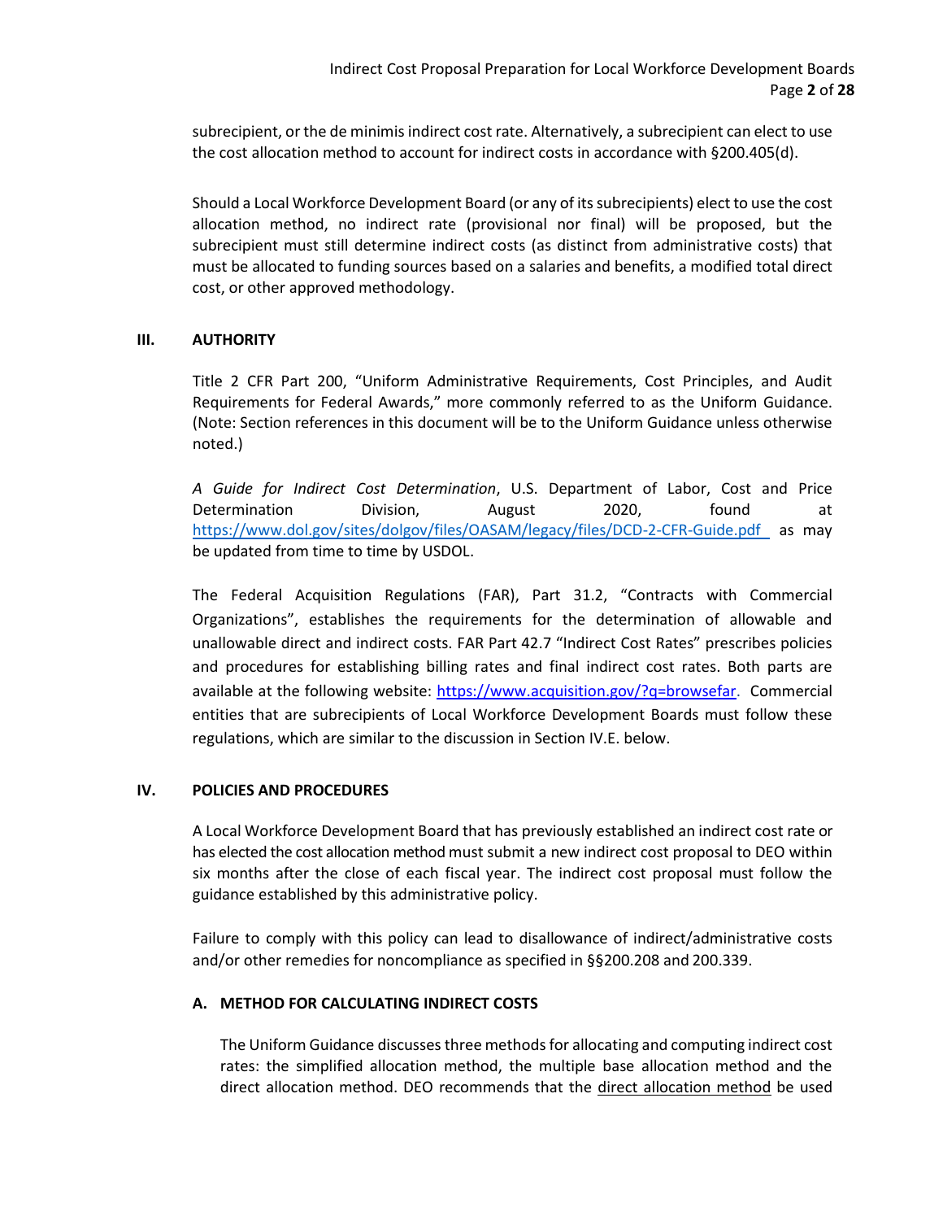subrecipient, or the de minimis indirect cost rate. Alternatively, a subrecipient can elect to use the cost allocation method to account for indirect costs in accordance with §200.405(d).

Should a Local Workforce Development Board (or any of its subrecipients) elect to use the cost allocation method, no indirect rate (provisional nor final) will be proposed, but the subrecipient must still determine indirect costs (as distinct from administrative costs) that must be allocated to funding sources based on a salaries and benefits, a modified total direct cost, or other approved methodology.

## III. AUTHORITY

Title 2 CFR Part 200, "Uniform Administrative Requirements, Cost Principles, and Audit Requirements for Federal Awards," more commonly referred to as the Uniform Guidance. (Note: Section references in this document will be to the Uniform Guidance unless otherwise noted.)

*A Guide for Indirect Cost Determination*, U.S. Department of Labor, Cost and Price Determination Division, August 2020, found at https://www.dol.gov/sites/dolgov/files/OASAM/legacy/files/DCD-2-CFR-Guide.pdf as may be updated from time to time by USDOL.

The Federal Acquisition Regulations (FAR), Part 31.2, "Contracts with Commercial Organizations", establishes the requirements for the determination of allowable and unallowable direct and indirect costs. FAR Part 42.7 "Indirect Cost Rates" prescribes policies and procedures for establishing billing rates and final indirect cost rates. Both parts are available at the following website: https://www.acquisition.gov/?q=browsefar. Commercial entities that are subrecipients of Local Workforce Development Boards must follow these regulations, which are similar to the discussion in Section IV.E. below.

## IV. POLICIES AND PROCEDURES

A Local Workforce Development Board that has previously established an indirect cost rate or has elected the cost allocation method must submit a new indirect cost proposal to DEO within six months after the close of each fiscal year. The indirect cost proposal must follow the guidance established by this administrative policy.

Failure to comply with this policy can lead to disallowance of indirect/administrative costs and/or other remedies for noncompliance as specified in §§200.208 and 200.339.

### A. METHOD FOR CALCULATING INDIRECT COSTS

The Uniform Guidance discusses three methods for allocating and computing indirect cost rates: the simplified allocation method, the multiple base allocation method and the direct allocation method. DEO recommends that the direct allocation method be used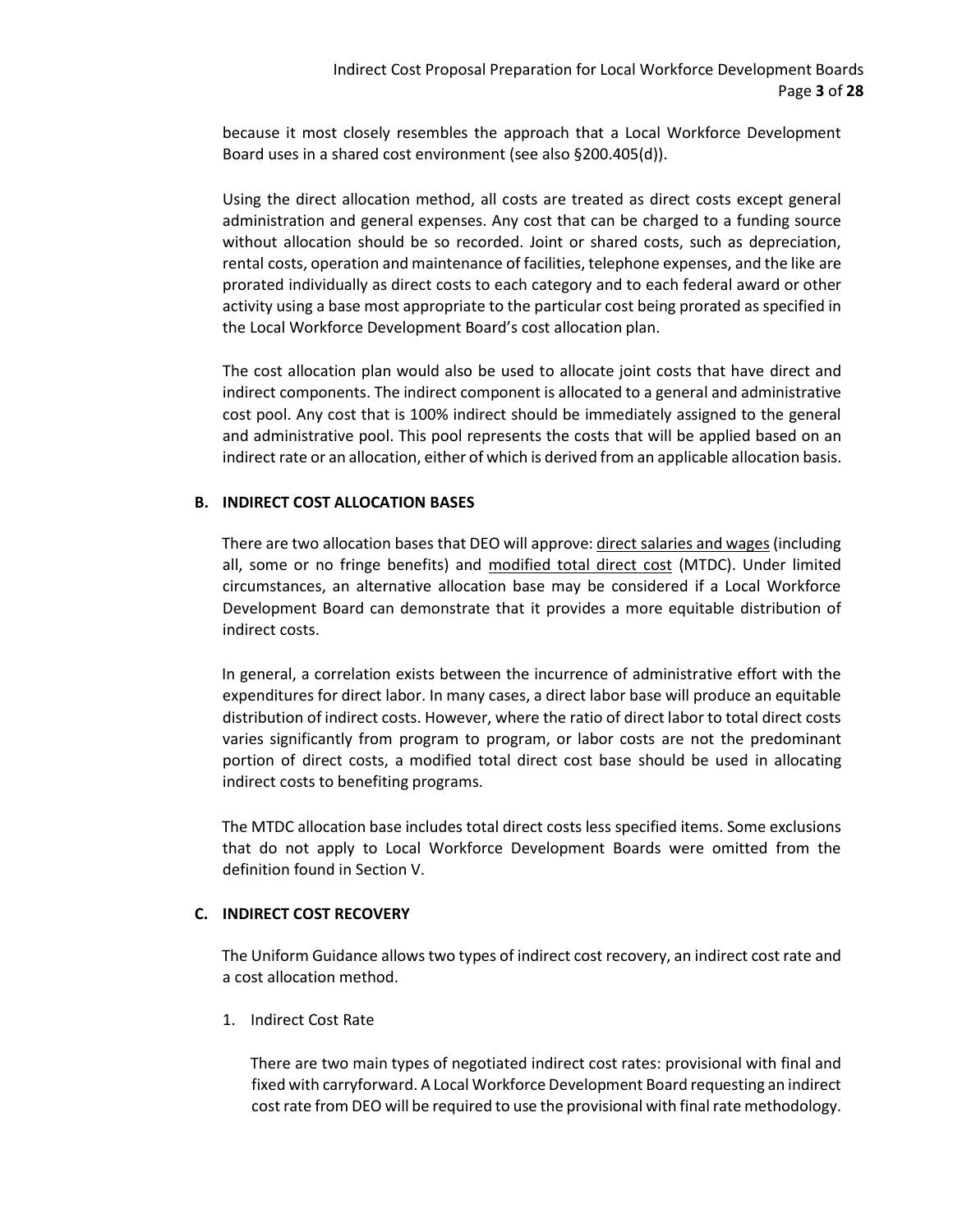because it most closely resembles the approach that a Local Workforce Development Board uses in a shared cost environment (see also §200.405(d)).

Using the direct allocation method, all costs are treated as direct costs except general administration and general expenses. Any cost that can be charged to a funding source without allocation should be so recorded. Joint or shared costs, such as depreciation, rental costs, operation and maintenance of facilities, telephone expenses, and the like are prorated individually as direct costs to each category and to each federal award or other activity using a base most appropriate to the particular cost being prorated as specified in the Local Workforce Development Board's cost allocation plan.

The cost allocation plan would also be used to allocate joint costs that have direct and indirect components. The indirect component is allocated to a general and administrative cost pool. Any cost that is 100% indirect should be immediately assigned to the general and administrative pool. This pool represents the costs that will be applied based on an indirect rate or an allocation, either of which is derived from an applicable allocation basis.

### B. INDIRECT COST ALLOCATION BASES

There are two allocation bases that DEO will approve: direct salaries and wages (including all, some or no fringe benefits) and modified total direct cost (MTDC). Under limited circumstances, an alternative allocation base may be considered if a Local Workforce Development Board can demonstrate that it provides a more equitable distribution of indirect costs.

In general, a correlation exists between the incurrence of administrative effort with the expenditures for direct labor. In many cases, a direct labor base will produce an equitable distribution of indirect costs. However, where the ratio of direct labor to total direct costs varies significantly from program to program, or labor costs are not the predominant portion of direct costs, a modified total direct cost base should be used in allocating indirect costs to benefiting programs.

The MTDC allocation base includes total direct costs less specified items. Some exclusions that do not apply to Local Workforce Development Boards were omitted from the definition found in Section V.

### C. INDIRECT COST RECOVERY

The Uniform Guidance allows two types of indirect cost recovery, an indirect cost rate and a cost allocation method.

1. Indirect Cost Rate

   There are two main types of negotiated indirect cost rates: provisional with final and fixed with carryforward. A Local Workforce Development Board requesting an indirect cost rate from DEO will be required to use the provisional with final rate methodology.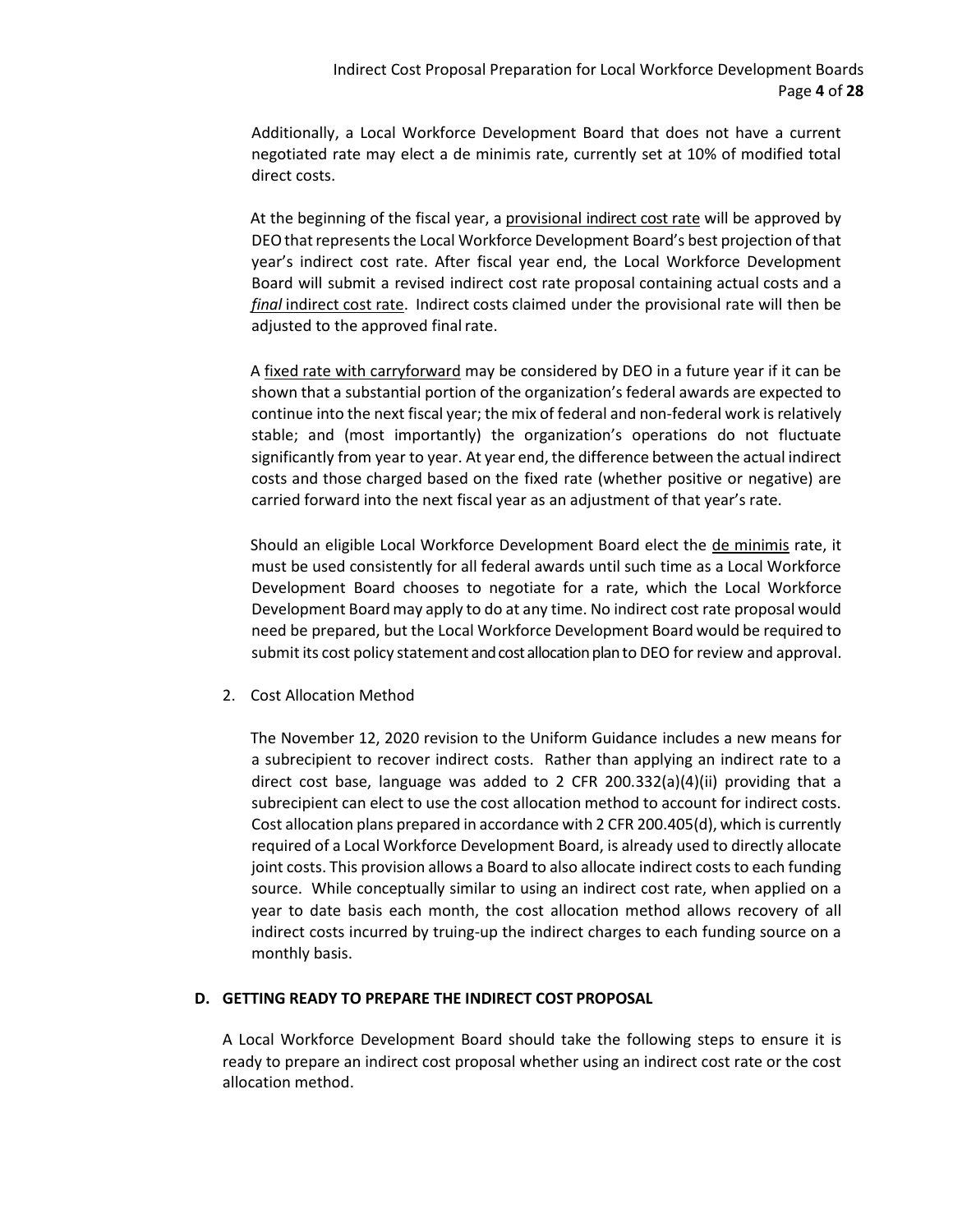Additionally, a Local Workforce Development Board that does not have a current negotiated rate may elect a de minimis rate, currently set at 10% of modified total direct costs.

At the beginning of the fiscal year, a provisional indirect cost rate will be approved by DEO that represents the Local Workforce Development Board's best projection of that year's indirect cost rate. After fiscal year end, the Local Workforce Development Board will submit a revised indirect cost rate proposal containing actual costs and a ***final*** indirect cost rate. Indirect costs claimed under the provisional rate will then be adjusted to the approved final rate.

A fixed rate with carryforward may be considered by DEO in a future year if it can be shown that a substantial portion of the organization's federal awards are expected to continue into the next fiscal year; the mix of federal and non-federal work is relatively stable; and (most importantly) the organization's operations do not fluctuate significantly from year to year. At year end, the difference between the actual indirect costs and those charged based on the fixed rate (whether positive or negative) are carried forward into the next fiscal year as an adjustment of that year's rate.

Should an eligible Local Workforce Development Board elect the de minimis rate, it must be used consistently for all federal awards until such time as a Local Workforce Development Board chooses to negotiate for a rate, which the Local Workforce Development Board may apply to do at any time. No indirect cost rate proposal would need be prepared, but the Local Workforce Development Board would be required to submit its cost policy statement and cost allocation plan to DEO for review and approval.

2. Cost Allocation Method

The November 12, 2020 revision to the Uniform Guidance includes a new means for a subrecipient to recover indirect costs. Rather than applying an indirect rate to a direct cost base, language was added to 2 CFR 200.332(a)(4)(ii) providing that a subrecipient can elect to use the cost allocation method to account for indirect costs. Cost allocation plans prepared in accordance with 2 CFR 200.405(d), which is currently required of a Local Workforce Development Board, is already used to directly allocate joint costs. This provision allows a Board to also allocate indirect costs to each funding source. While conceptually similar to using an indirect cost rate, when applied on a year to date basis each month, the cost allocation method allows recovery of all indirect costs incurred by truing-up the indirect charges to each funding source on a monthly basis.

## D. GETTING READY TO PREPARE THE INDIRECT COST PROPOSAL

A Local Workforce Development Board should take the following steps to ensure it is ready to prepare an indirect cost proposal whether using an indirect cost rate or the cost allocation method.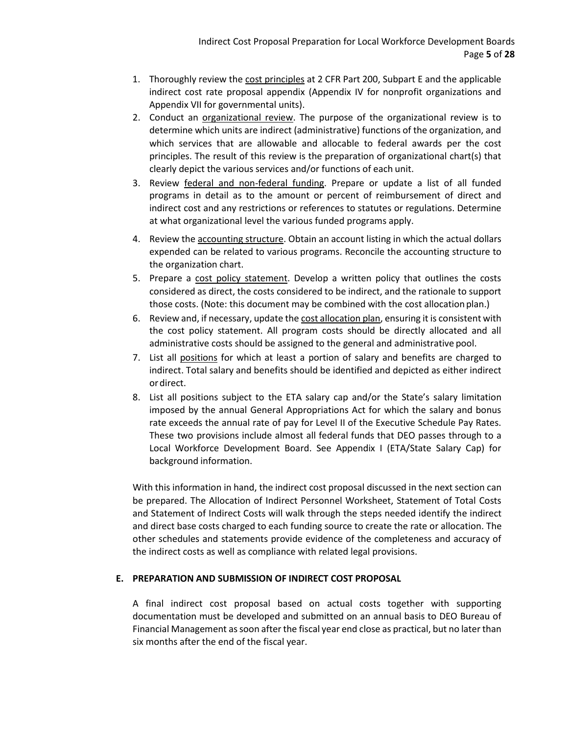1. Thoroughly review the cost principles at 2 CFR Part 200, Subpart E and the applicable indirect cost rate proposal appendix (Appendix IV for nonprofit organizations and Appendix VII for governmental units).
2. Conduct an organizational review. The purpose of the organizational review is to determine which units are indirect (administrative) functions of the organization, and which services that are allowable and allocable to federal awards per the cost principles. The result of this review is the preparation of organizational chart(s) that clearly depict the various services and/or functions of each unit.
3. Review federal and non-federal funding. Prepare or update a list of all funded programs in detail as to the amount or percent of reimbursement of direct and indirect cost and any restrictions or references to statutes or regulations. Determine at what organizational level the various funded programs apply.
4. Review the accounting structure. Obtain an account listing in which the actual dollars expended can be related to various programs. Reconcile the accounting structure to the organization chart.
5. Prepare a cost policy statement. Develop a written policy that outlines the costs considered as direct, the costs considered to be indirect, and the rationale to support those costs. (Note: this document may be combined with the cost allocation plan.)
6. Review and, if necessary, update the cost allocation plan, ensuring it is consistent with the cost policy statement. All program costs should be directly allocated and all administrative costs should be assigned to the general and administrative pool.
7. List all positions for which at least a portion of salary and benefits are charged to indirect. Total salary and benefits should be identified and depicted as either indirect or direct.
8. List all positions subject to the ETA salary cap and/or the State's salary limitation imposed by the annual General Appropriations Act for which the salary and bonus rate exceeds the annual rate of pay for Level II of the Executive Schedule Pay Rates. These two provisions include almost all federal funds that DEO passes through to a Local Workforce Development Board. See Appendix I (ETA/State Salary Cap) for background information.

With this information in hand, the indirect cost proposal discussed in the next section can be prepared. The Allocation of Indirect Personnel Worksheet, Statement of Total Costs and Statement of Indirect Costs will walk through the steps needed identify the indirect and direct base costs charged to each funding source to create the rate or allocation. The other schedules and statements provide evidence of the completeness and accuracy of the indirect costs as well as compliance with related legal provisions.

## E. PREPARATION AND SUBMISSION OF INDIRECT COST PROPOSAL

A final indirect cost proposal based on actual costs together with supporting documentation must be developed and submitted on an annual basis to DEO Bureau of Financial Management as soon after the fiscal year end close as practical, but no later than six months after the end of the fiscal year.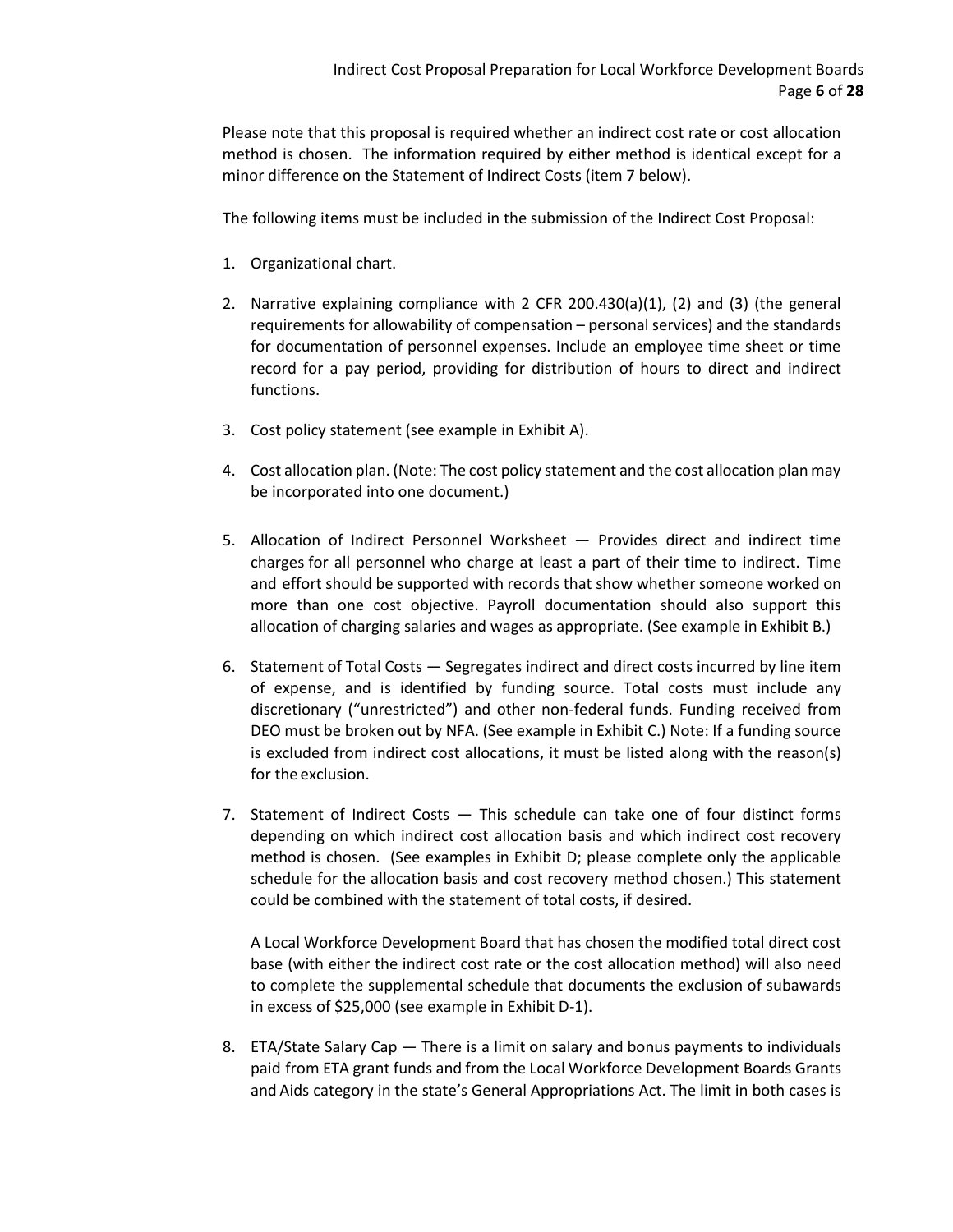Please note that this proposal is required whether an indirect cost rate or cost allocation method is chosen. The information required by either method is identical except for a minor difference on the Statement of Indirect Costs (item 7 below).

The following items must be included in the submission of the Indirect Cost Proposal:

1. Organizational chart.

2. Narrative explaining compliance with 2 CFR 200.430(a)(1), (2) and (3) (the general requirements for allowability of compensation – personal services) and the standards for documentation of personnel expenses. Include an employee time sheet or time record for a pay period, providing for distribution of hours to direct and indirect functions.

3. Cost policy statement (see example in Exhibit A).

4. Cost allocation plan. (Note: The cost policy statement and the cost allocation plan may be incorporated into one document.)

5. Allocation of Indirect Personnel Worksheet — Provides direct and indirect time charges for all personnel who charge at least a part of their time to indirect. Time and effort should be supported with records that show whether someone worked on more than one cost objective. Payroll documentation should also support this allocation of charging salaries and wages as appropriate. (See example in Exhibit B.)

6. Statement of Total Costs — Segregates indirect and direct costs incurred by line item of expense, and is identified by funding source. Total costs must include any discretionary ("unrestricted") and other non-federal funds. Funding received from DEO must be broken out by NFA. (See example in Exhibit C.) Note: If a funding source is excluded from indirect cost allocations, it must be listed along with the reason(s) for the exclusion.

7. Statement of Indirect Costs — This schedule can take one of four distinct forms depending on which indirect cost allocation basis and which indirect cost recovery method is chosen. (See examples in Exhibit D; please complete only the applicable schedule for the allocation basis and cost recovery method chosen.) This statement could be combined with the statement of total costs, if desired.

   A Local Workforce Development Board that has chosen the modified total direct cost base (with either the indirect cost rate or the cost allocation method) will also need to complete the supplemental schedule that documents the exclusion of subawards in excess of $25,000 (see example in Exhibit D-1).

8. ETA/State Salary Cap — There is a limit on salary and bonus payments to individuals paid from ETA grant funds and from the Local Workforce Development Boards Grants and Aids category in the state's General Appropriations Act. The limit in both cases is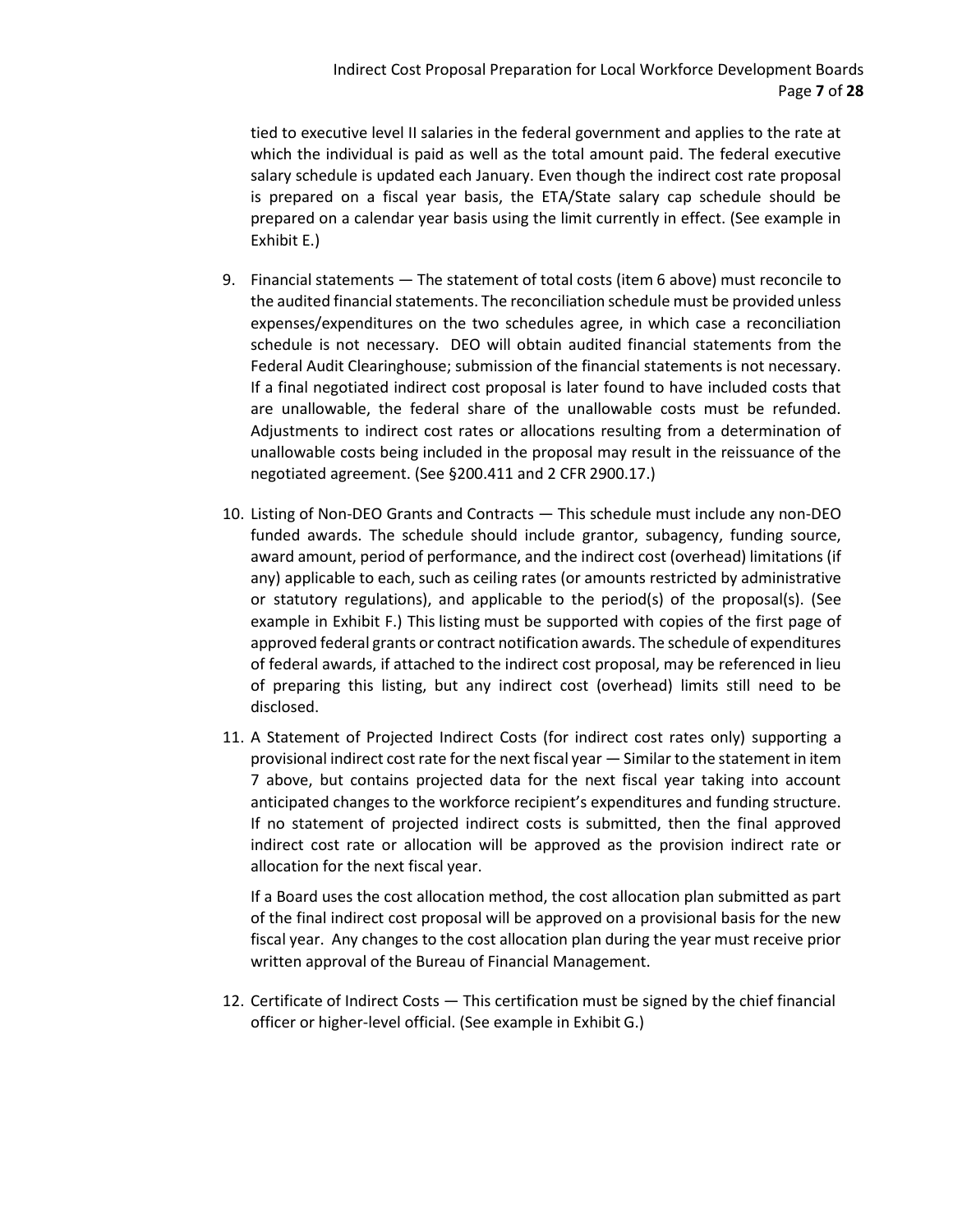tied to executive level II salaries in the federal government and applies to the rate at which the individual is paid as well as the total amount paid. The federal executive salary schedule is updated each January. Even though the indirect cost rate proposal is prepared on a fiscal year basis, the ETA/State salary cap schedule should be prepared on a calendar year basis using the limit currently in effect. (See example in Exhibit E.)

9. Financial statements — The statement of total costs (item 6 above) must reconcile to the audited financial statements. The reconciliation schedule must be provided unless expenses/expenditures on the two schedules agree, in which case a reconciliation schedule is not necessary. DEO will obtain audited financial statements from the Federal Audit Clearinghouse; submission of the financial statements is not necessary. If a final negotiated indirect cost proposal is later found to have included costs that are unallowable, the federal share of the unallowable costs must be refunded. Adjustments to indirect cost rates or allocations resulting from a determination of unallowable costs being included in the proposal may result in the reissuance of the negotiated agreement. (See §200.411 and 2 CFR 2900.17.)

10. Listing of Non-DEO Grants and Contracts — This schedule must include any non-DEO funded awards. The schedule should include grantor, subagency, funding source, award amount, period of performance, and the indirect cost (overhead) limitations (if any) applicable to each, such as ceiling rates (or amounts restricted by administrative or statutory regulations), and applicable to the period(s) of the proposal(s). (See example in Exhibit F.) This listing must be supported with copies of the first page of approved federal grants or contract notification awards. The schedule of expenditures of federal awards, if attached to the indirect cost proposal, may be referenced in lieu of preparing this listing, but any indirect cost (overhead) limits still need to be disclosed.

11. A Statement of Projected Indirect Costs (for indirect cost rates only) supporting a provisional indirect cost rate for the next fiscal year — Similar to the statement in item 7 above, but contains projected data for the next fiscal year taking into account anticipated changes to the workforce recipient's expenditures and funding structure. If no statement of projected indirect costs is submitted, then the final approved indirect cost rate or allocation will be approved as the provision indirect rate or allocation for the next fiscal year.

    If a Board uses the cost allocation method, the cost allocation plan submitted as part of the final indirect cost proposal will be approved on a provisional basis for the new fiscal year. Any changes to the cost allocation plan during the year must receive prior written approval of the Bureau of Financial Management.

12. Certificate of Indirect Costs — This certification must be signed by the chief financial officer or higher-level official. (See example in Exhibit G.)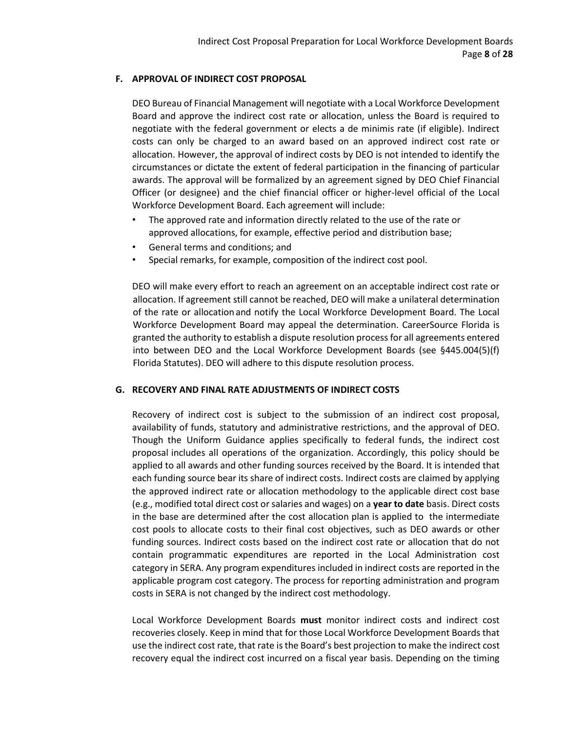### F. APPROVAL OF INDIRECT COST PROPOSAL

DEO Bureau of Financial Management will negotiate with a Local Workforce Development Board and approve the indirect cost rate or allocation, unless the Board is required to negotiate with the federal government or elects a de minimis rate (if eligible). Indirect costs can only be charged to an award based on an approved indirect cost rate or allocation. However, the approval of indirect costs by DEO is not intended to identify the circumstances or dictate the extent of federal participation in the financing of particular awards. The approval will be formalized by an agreement signed by DEO Chief Financial Officer (or designee) and the chief financial officer or higher-level official of the Local Workforce Development Board. Each agreement will include:

- The approved rate and information directly related to the use of the rate or approved allocations, for example, effective period and distribution base;
- General terms and conditions; and
- Special remarks, for example, composition of the indirect cost pool.

DEO will make every effort to reach an agreement on an acceptable indirect cost rate or allocation. If agreement still cannot be reached, DEO will make a unilateral determination of the rate or allocation and notify the Local Workforce Development Board. The Local Workforce Development Board may appeal the determination. CareerSource Florida is granted the authority to establish a dispute resolution process for all agreements entered into between DEO and the Local Workforce Development Boards (see §445.004(5)(f) Florida Statutes). DEO will adhere to this dispute resolution process.

### G. RECOVERY AND FINAL RATE ADJUSTMENTS OF INDIRECT COSTS

Recovery of indirect cost is subject to the submission of an indirect cost proposal, availability of funds, statutory and administrative restrictions, and the approval of DEO. Though the Uniform Guidance applies specifically to federal funds, the indirect cost proposal includes all operations of the organization. Accordingly, this policy should be applied to all awards and other funding sources received by the Board. It is intended that each funding source bear its share of indirect costs. Indirect costs are claimed by applying the approved indirect rate or allocation methodology to the applicable direct cost base (e.g., modified total direct cost or salaries and wages) on a **year to date** basis. Direct costs in the base are determined after the cost allocation plan is applied to the intermediate cost pools to allocate costs to their final cost objectives, such as DEO awards or other funding sources. Indirect costs based on the indirect cost rate or allocation that do not contain programmatic expenditures are reported in the Local Administration cost category in SERA. Any program expenditures included in indirect costs are reported in the applicable program cost category. The process for reporting administration and program costs in SERA is not changed by the indirect cost methodology.

Local Workforce Development Boards **must** monitor indirect costs and indirect cost recoveries closely. Keep in mind that for those Local Workforce Development Boards that use the indirect cost rate, that rate is the Board's best projection to make the indirect cost recovery equal the indirect cost incurred on a fiscal year basis. Depending on the timing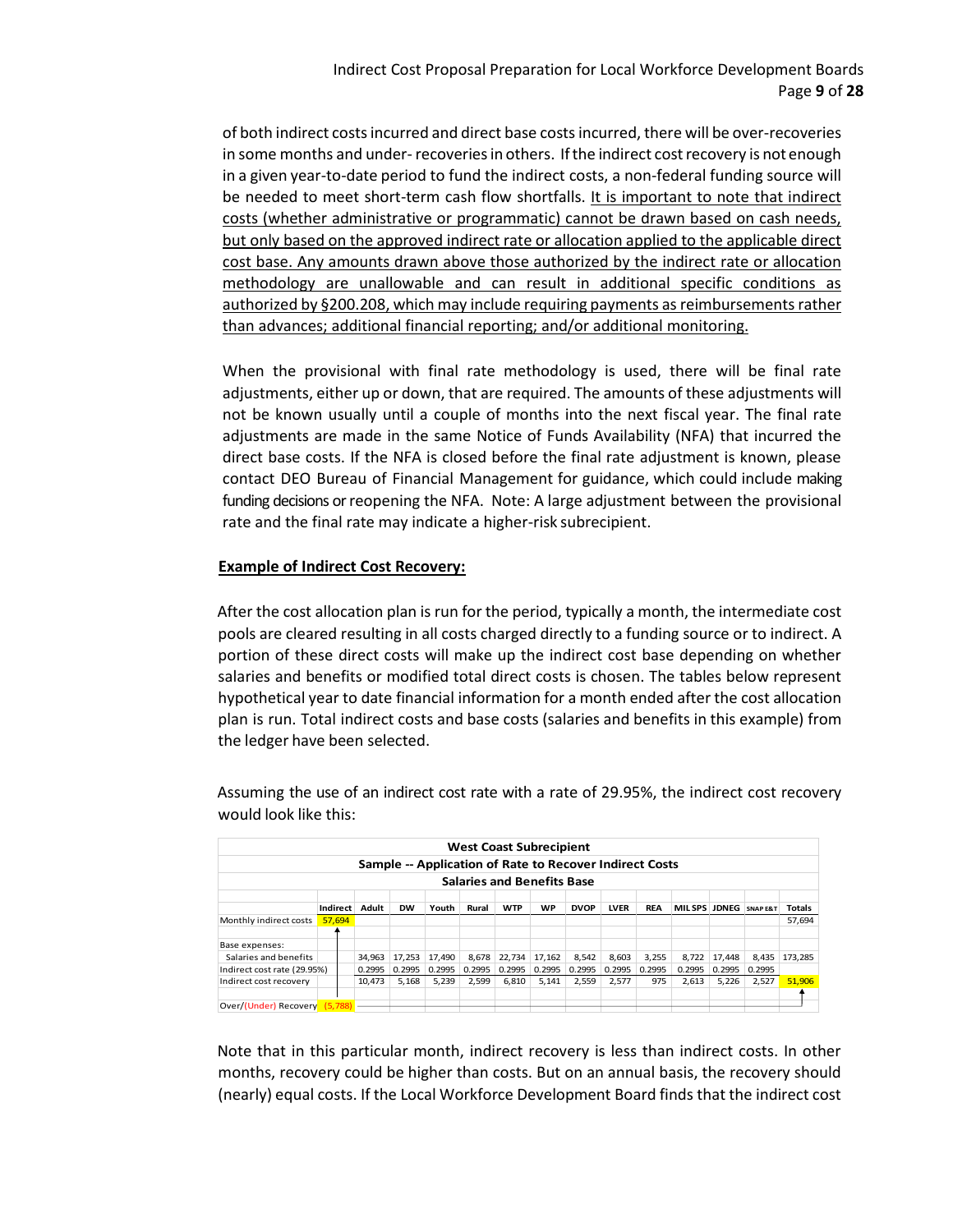of both indirect costs incurred and direct base costs incurred, there will be over-recoveries in some months and under- recoveries in others. If the indirect cost recovery is not enough in a given year-to-date period to fund the indirect costs, a non-federal funding source will be needed to meet short-term cash flow shortfalls. <u>It is important to note that indirect costs (whether administrative or programmatic) cannot be drawn based on cash needs, but only based on the approved indirect rate or allocation applied to the applicable direct cost base. Any amounts drawn above those authorized by the indirect rate or allocation methodology are unallowable and can result in additional specific conditions as authorized by §200.208, which may include requiring payments as reimbursements rather than advances; additional financial reporting; and/or additional monitoring.</u>

When the provisional with final rate methodology is used, there will be final rate adjustments, either up or down, that are required. The amounts of these adjustments will not be known usually until a couple of months into the next fiscal year. The final rate adjustments are made in the same Notice of Funds Availability (NFA) that incurred the direct base costs. If the NFA is closed before the final rate adjustment is known, please contact DEO Bureau of Financial Management for guidance, which could include making funding decisions or reopening the NFA. Note: A large adjustment between the provisional rate and the final rate may indicate a higher-risk subrecipient.

**<u>Example of Indirect Cost Recovery:</u>**

After the cost allocation plan is run for the period, typically a month, the intermediate cost pools are cleared resulting in all costs charged directly to a funding source or to indirect. A portion of these direct costs will make up the indirect cost base depending on whether salaries and benefits or modified total direct costs is chosen. The tables below represent hypothetical year to date financial information for a month ended after the cost allocation plan is run. Total indirect costs and base costs (salaries and benefits in this example) from the ledger have been selected.

Assuming the use of an indirect cost rate with a rate of 29.95%, the indirect cost recovery would look like this:

**West Coast Subrecipient**
**Sample -- Application of Rate to Recover Indirect Costs**
**Salaries and Benefits Base**

| | Indirect | Adult | DW | Youth | Rural | WTP | WP | DVOP | LVER | REA | MIL SPS | JDNEG | SNAP E&T | Totals |
|---|---|---|---|---|---|---|---|---|---|---|---|---|---|---|
| Monthly indirect costs | 57,694 | | | | | | | | | | | | | 57,694 |
| | | | | | | | | | | | | | | |
| Base expenses: | | | | | | | | | | | | | | |
| Salaries and benefits | | 34,963 | 17,253 | 17,490 | 8,678 | 22,734 | 17,162 | 8,542 | 8,603 | 3,255 | 8,722 | 17,448 | 8,435 | 173,285 |
| Indirect cost rate (29.95%) | | 0.2995 | 0.2995 | 0.2995 | 0.2995 | 0.2995 | 0.2995 | 0.2995 | 0.2995 | 0.2995 | 0.2995 | 0.2995 | 0.2995 | |
| Indirect cost recovery | | 10,473 | 5,168 | 5,239 | 2,599 | 6,810 | 5,141 | 2,559 | 2,577 | 975 | 2,613 | 5,226 | 2,527 | 51,906 |
| | | | | | | | | | | | | | | |
| Over/(Under) Recovery | (5,788) | | | | | | | | | | | | | |

Note that in this particular month, indirect recovery is less than indirect costs. In other months, recovery could be higher than costs. But on an annual basis, the recovery should (nearly) equal costs. If the Local Workforce Development Board finds that the indirect cost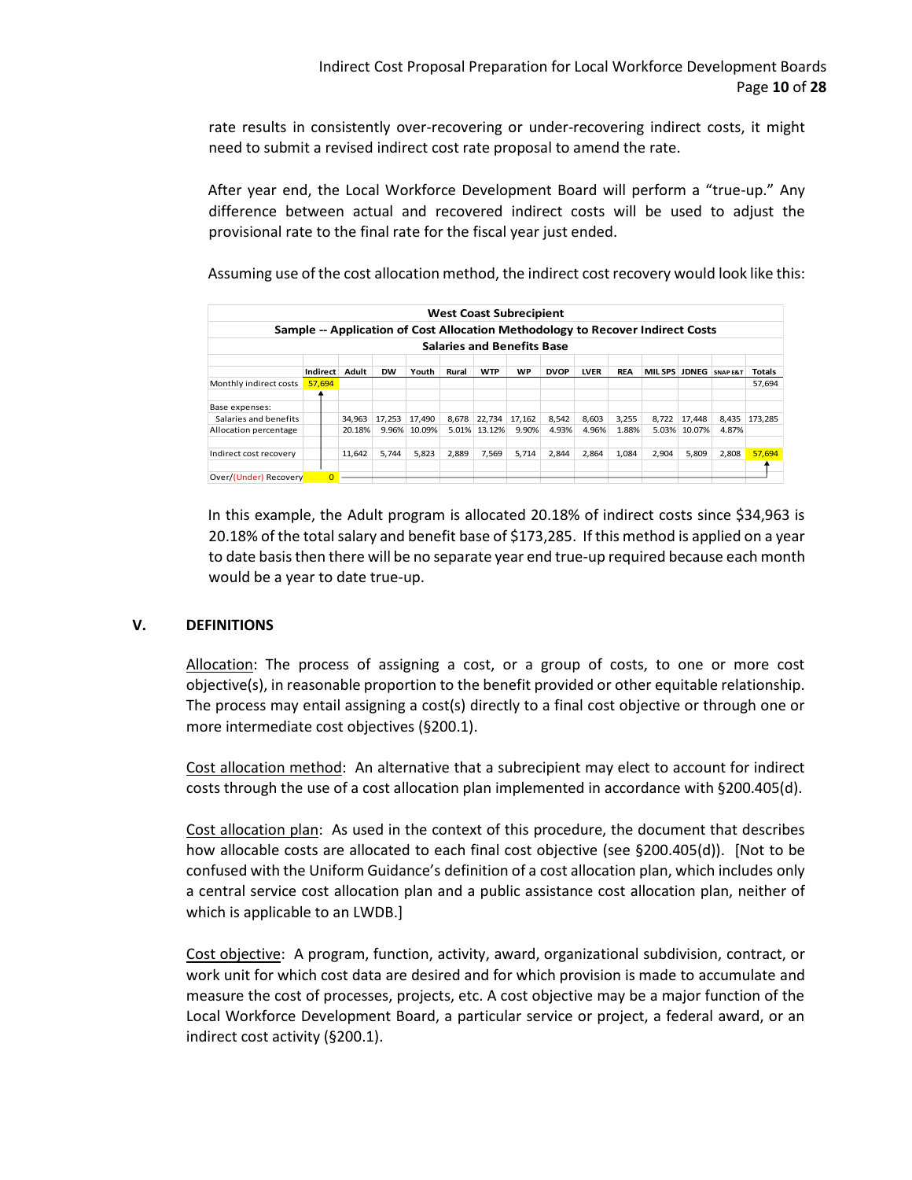rate results in consistently over-recovering or under-recovering indirect costs, it might need to submit a revised indirect cost rate proposal to amend the rate.

After year end, the Local Workforce Development Board will perform a "true-up." Any difference between actual and recovered indirect costs will be used to adjust the provisional rate to the final rate for the fiscal year just ended.

Assuming use of the cost allocation method, the indirect cost recovery would look like this:

**West Coast Subrecipient**
**Sample -- Application of Cost Allocation Methodology to Recover Indirect Costs**
**Salaries and Benefits Base**

| | Indirect | Adult | DW | Youth | Rural | WTP | WP | DVOP | LVER | REA | MIL SPS | JDNEG | SNAP E&T | Totals |
|---|---|---|---|---|---|---|---|---|---|---|---|---|---|---|
| Monthly indirect costs | 57,694 | | | | | | | | | | | | | 57,694 |
| Base expenses: | | | | | | | | | | | | | | |
| Salaries and benefits | | 34,963 | 17,253 | 17,490 | 8,678 | 22,734 | 17,162 | 8,542 | 8,603 | 3,255 | 8,722 | 17,448 | 8,435 | 173,285 |
| Allocation percentage | | 20.18% | 9.96% | 10.09% | 5.01% | 13.12% | 9.90% | 4.93% | 4.96% | 1.88% | 5.03% | 10.07% | 4.87% | |
| Indirect cost recovery | | 11,642 | 5,744 | 5,823 | 2,889 | 7,569 | 5,714 | 2,844 | 2,864 | 1,084 | 2,904 | 5,809 | 2,808 | 57,694 |
| Over/(Under) Recovery | 0 | | | | | | | | | | | | | |

In this example, the Adult program is allocated 20.18% of indirect costs since $34,963 is 20.18% of the total salary and benefit base of $173,285. If this method is applied on a year to date basis then there will be no separate year end true-up required because each month would be a year to date true-up.

## V. DEFINITIONS

Allocation: The process of assigning a cost, or a group of costs, to one or more cost objective(s), in reasonable proportion to the benefit provided or other equitable relationship. The process may entail assigning a cost(s) directly to a final cost objective or through one or more intermediate cost objectives (§200.1).

Cost allocation method: An alternative that a subrecipient may elect to account for indirect costs through the use of a cost allocation plan implemented in accordance with §200.405(d).

Cost allocation plan: As used in the context of this procedure, the document that describes how allocable costs are allocated to each final cost objective (see §200.405(d)). [Not to be confused with the Uniform Guidance's definition of a cost allocation plan, which includes only a central service cost allocation plan and a public assistance cost allocation plan, neither of which is applicable to an LWDB.]

Cost objective: A program, function, activity, award, organizational subdivision, contract, or work unit for which cost data are desired and for which provision is made to accumulate and measure the cost of processes, projects, etc. A cost objective may be a major function of the Local Workforce Development Board, a particular service or project, a federal award, or an indirect cost activity (§200.1).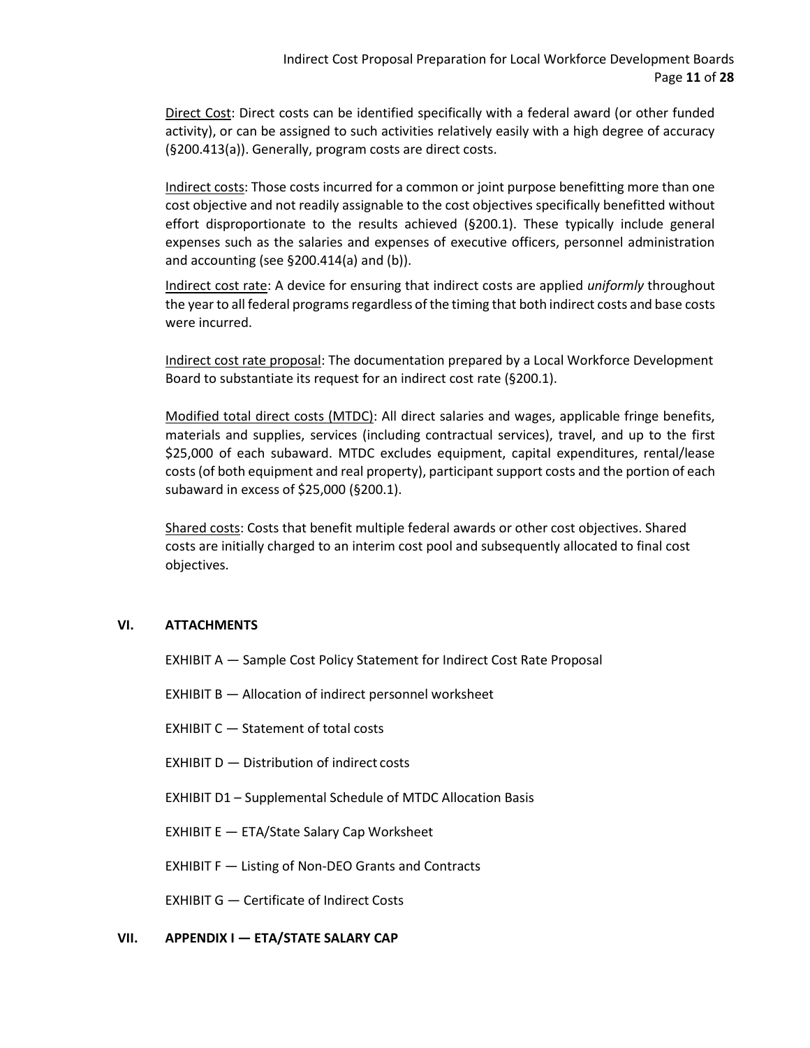Direct Cost: Direct costs can be identified specifically with a federal award (or other funded activity), or can be assigned to such activities relatively easily with a high degree of accuracy (§200.413(a)). Generally, program costs are direct costs.

Indirect costs: Those costs incurred for a common or joint purpose benefitting more than one cost objective and not readily assignable to the cost objectives specifically benefitted without effort disproportionate to the results achieved (§200.1). These typically include general expenses such as the salaries and expenses of executive officers, personnel administration and accounting (see §200.414(a) and (b)).

Indirect cost rate: A device for ensuring that indirect costs are applied *uniformly* throughout the year to all federal programs regardless of the timing that both indirect costs and base costs were incurred.

Indirect cost rate proposal: The documentation prepared by a Local Workforce Development Board to substantiate its request for an indirect cost rate (§200.1).

Modified total direct costs (MTDC): All direct salaries and wages, applicable fringe benefits, materials and supplies, services (including contractual services), travel, and up to the first $25,000 of each subaward. MTDC excludes equipment, capital expenditures, rental/lease costs (of both equipment and real property), participant support costs and the portion of each subaward in excess of $25,000 (§200.1).

Shared costs: Costs that benefit multiple federal awards or other cost objectives. Shared costs are initially charged to an interim cost pool and subsequently allocated to final cost objectives.

## VI. ATTACHMENTS

EXHIBIT A — Sample Cost Policy Statement for Indirect Cost Rate Proposal

EXHIBIT B — Allocation of indirect personnel worksheet

EXHIBIT C — Statement of total costs

EXHIBIT D — Distribution of indirect costs

EXHIBIT D1 – Supplemental Schedule of MTDC Allocation Basis

EXHIBIT E — ETA/State Salary Cap Worksheet

EXHIBIT F — Listing of Non-DEO Grants and Contracts

EXHIBIT G — Certificate of Indirect Costs

## VII. APPENDIX I — ETA/STATE SALARY CAP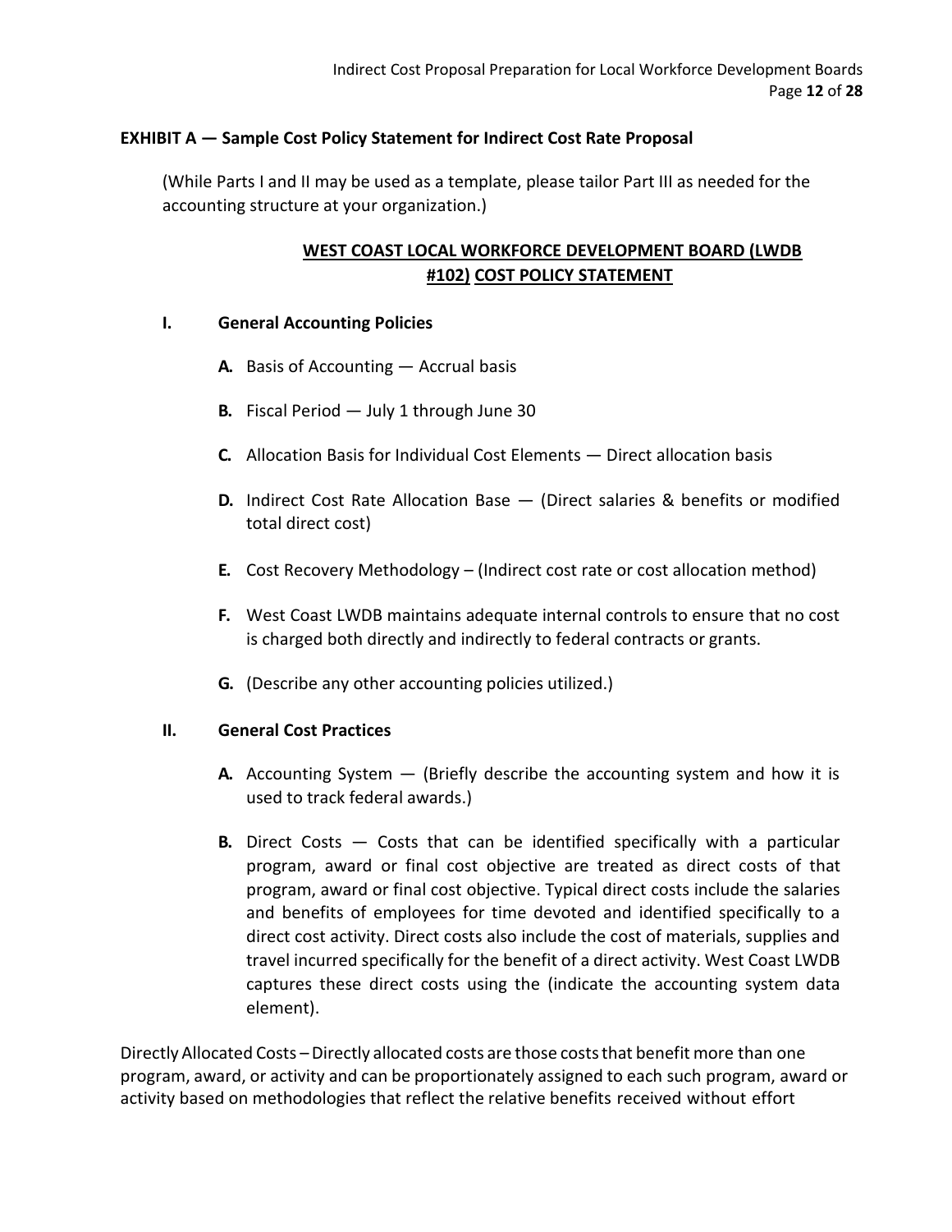**EXHIBIT A — Sample Cost Policy Statement for Indirect Cost Rate Proposal**

(While Parts I and II may be used as a template, please tailor Part III as needed for the accounting structure at your organization.)

## WEST COAST LOCAL WORKFORCE DEVELOPMENT BOARD (LWDB #102) COST POLICY STATEMENT

### I. General Accounting Policies

**A.** Basis of Accounting — Accrual basis

**B.** Fiscal Period — July 1 through June 30

**C.** Allocation Basis for Individual Cost Elements — Direct allocation basis

**D.** Indirect Cost Rate Allocation Base — (Direct salaries & benefits or modified total direct cost)

**E.** Cost Recovery Methodology – (Indirect cost rate or cost allocation method)

**F.** West Coast LWDB maintains adequate internal controls to ensure that no cost is charged both directly and indirectly to federal contracts or grants.

**G.** (Describe any other accounting policies utilized.)

### II. General Cost Practices

**A.** Accounting System — (Briefly describe the accounting system and how it is used to track federal awards.)

**B.** Direct Costs — Costs that can be identified specifically with a particular program, award or final cost objective are treated as direct costs of that program, award or final cost objective. Typical direct costs include the salaries and benefits of employees for time devoted and identified specifically to a direct cost activity. Direct costs also include the cost of materials, supplies and travel incurred specifically for the benefit of a direct activity. West Coast LWDB captures these direct costs using the (indicate the accounting system data element).

Directly Allocated Costs – Directly allocated costs are those costs that benefit more than one program, award, or activity and can be proportionately assigned to each such program, award or activity based on methodologies that reflect the relative benefits received without effort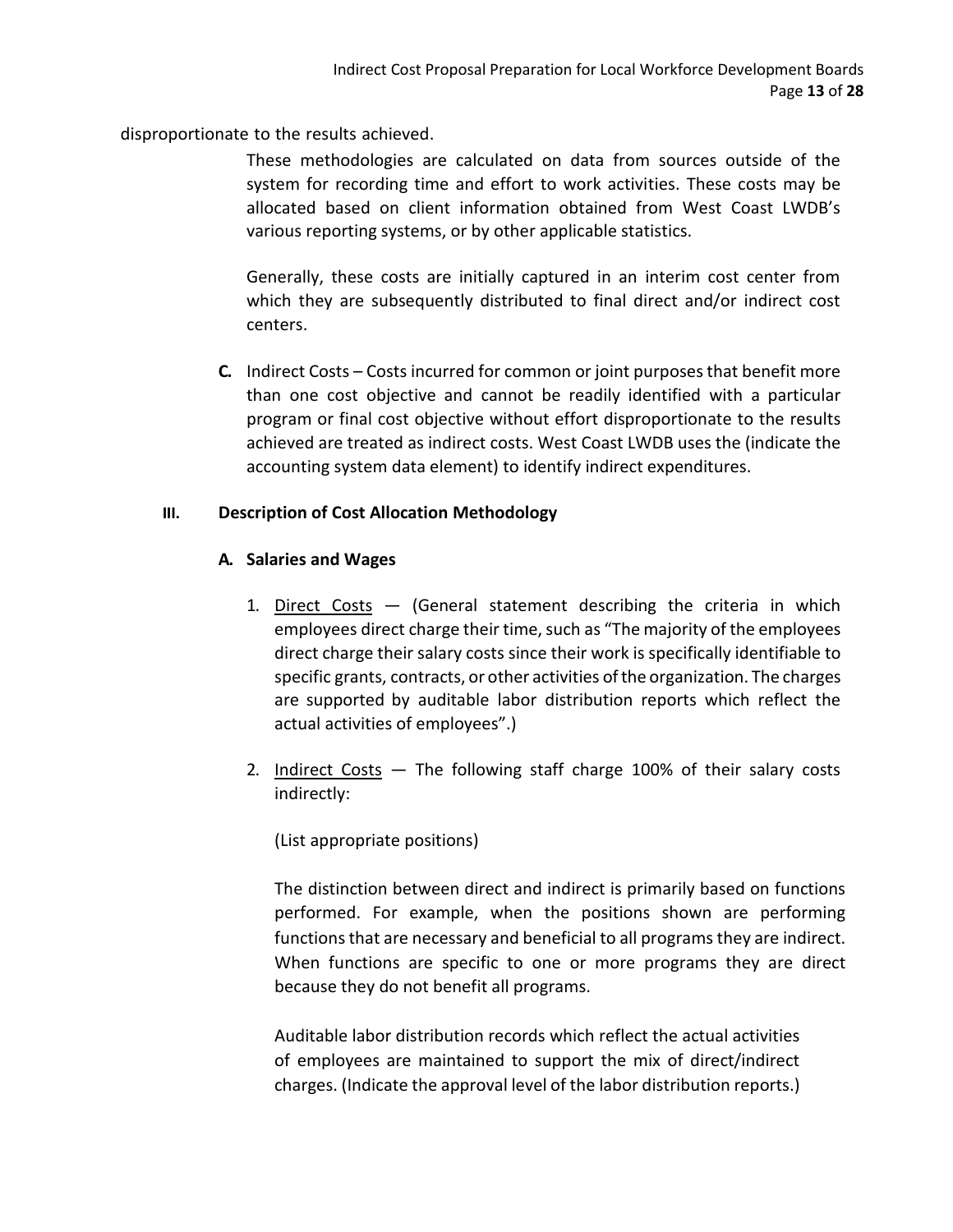disproportionate to the results achieved.

These methodologies are calculated on data from sources outside of the system for recording time and effort to work activities. These costs may be allocated based on client information obtained from West Coast LWDB's various reporting systems, or by other applicable statistics.

Generally, these costs are initially captured in an interim cost center from which they are subsequently distributed to final direct and/or indirect cost centers.

**C.** Indirect Costs – Costs incurred for common or joint purposes that benefit more than one cost objective and cannot be readily identified with a particular program or final cost objective without effort disproportionate to the results achieved are treated as indirect costs. West Coast LWDB uses the (indicate the accounting system data element) to identify indirect expenditures.

### III. Description of Cost Allocation Methodology

#### A. Salaries and Wages

1. Direct Costs — (General statement describing the criteria in which employees direct charge their time, such as "The majority of the employees direct charge their salary costs since their work is specifically identifiable to specific grants, contracts, or other activities of the organization. The charges are supported by auditable labor distribution reports which reflect the actual activities of employees".)

2. Indirect Costs — The following staff charge 100% of their salary costs indirectly:

   (List appropriate positions)

   The distinction between direct and indirect is primarily based on functions performed. For example, when the positions shown are performing functions that are necessary and beneficial to all programs they are indirect. When functions are specific to one or more programs they are direct because they do not benefit all programs.

   Auditable labor distribution records which reflect the actual activities of employees are maintained to support the mix of direct/indirect charges. (Indicate the approval level of the labor distribution reports.)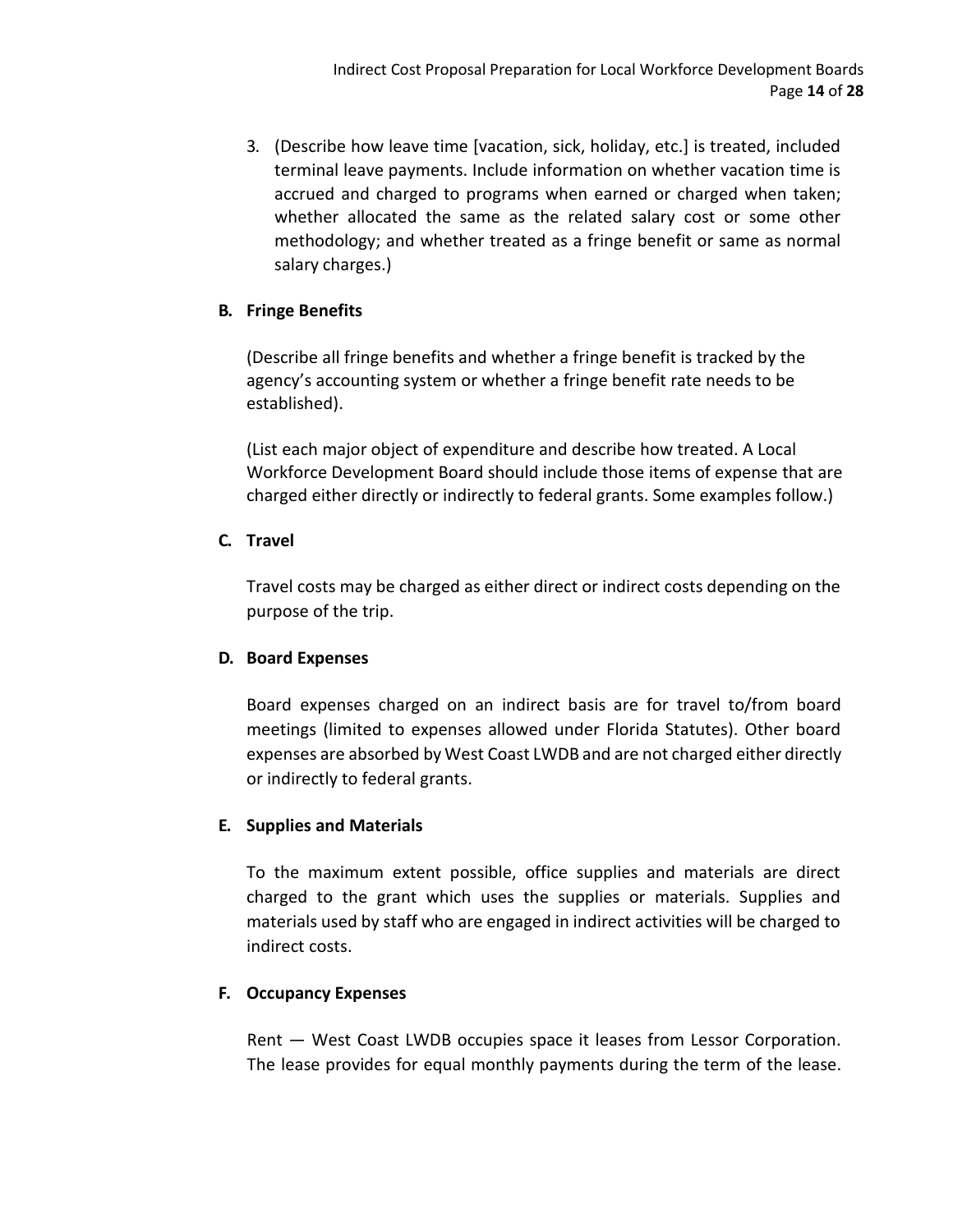3. (Describe how leave time [vacation, sick, holiday, etc.] is treated, included terminal leave payments. Include information on whether vacation time is accrued and charged to programs when earned or charged when taken; whether allocated the same as the related salary cost or some other methodology; and whether treated as a fringe benefit or same as normal salary charges.)

### B. Fringe Benefits

(Describe all fringe benefits and whether a fringe benefit is tracked by the agency's accounting system or whether a fringe benefit rate needs to be established).

(List each major object of expenditure and describe how treated. A Local Workforce Development Board should include those items of expense that are charged either directly or indirectly to federal grants. Some examples follow.)

### C. Travel

Travel costs may be charged as either direct or indirect costs depending on the purpose of the trip.

### D. Board Expenses

Board expenses charged on an indirect basis are for travel to/from board meetings (limited to expenses allowed under Florida Statutes). Other board expenses are absorbed by West Coast LWDB and are not charged either directly or indirectly to federal grants.

### E. Supplies and Materials

To the maximum extent possible, office supplies and materials are direct charged to the grant which uses the supplies or materials. Supplies and materials used by staff who are engaged in indirect activities will be charged to indirect costs.

### F. Occupancy Expenses

Rent — West Coast LWDB occupies space it leases from Lessor Corporation. The lease provides for equal monthly payments during the term of the lease.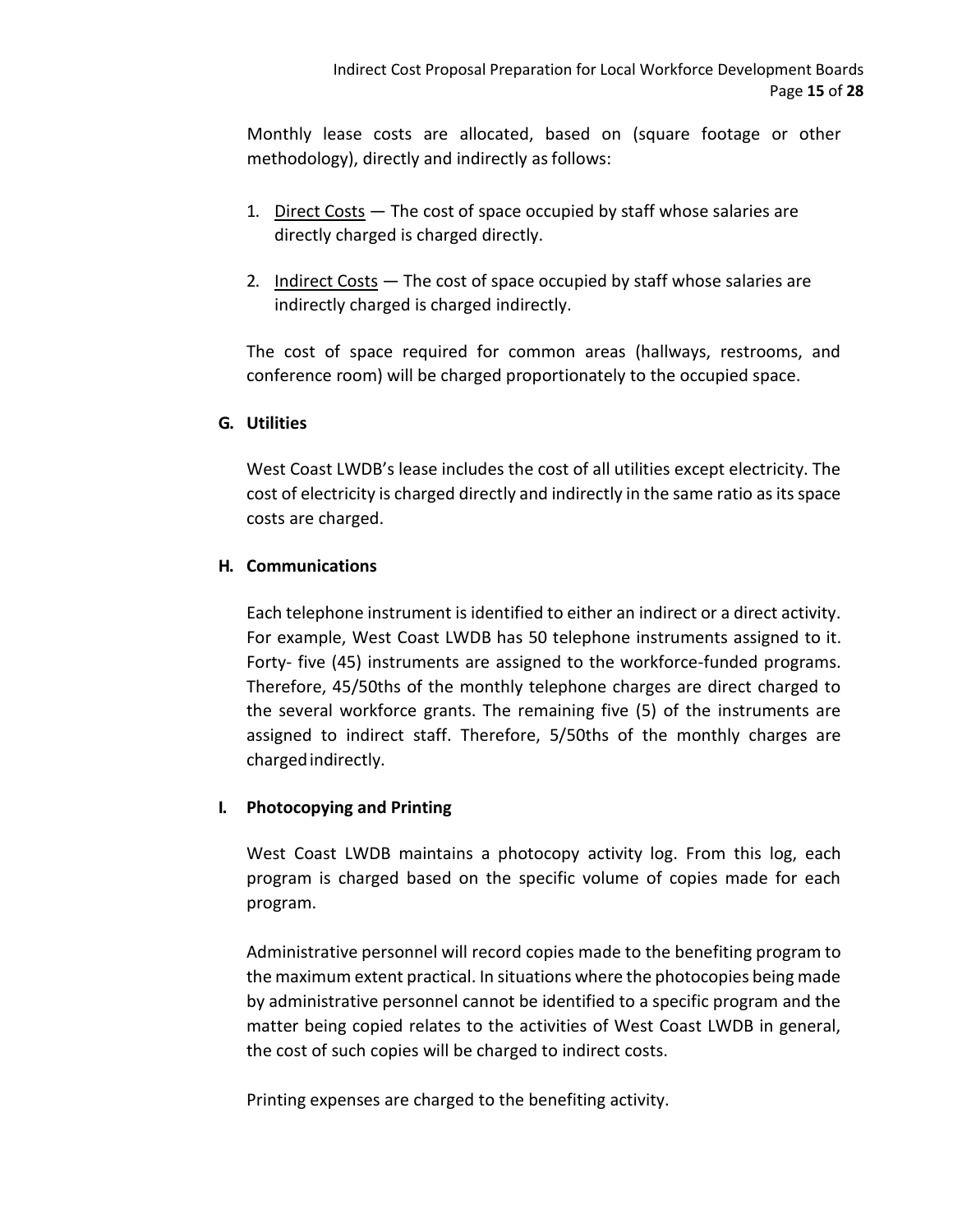Monthly lease costs are allocated, based on (square footage or other methodology), directly and indirectly as follows:

1. <u>Direct Costs</u> — The cost of space occupied by staff whose salaries are directly charged is charged directly.

2. <u>Indirect Costs</u> — The cost of space occupied by staff whose salaries are indirectly charged is charged indirectly.

The cost of space required for common areas (hallways, restrooms, and conference room) will be charged proportionately to the occupied space.

**G. Utilities**

West Coast LWDB's lease includes the cost of all utilities except electricity. The cost of electricity is charged directly and indirectly in the same ratio as its space costs are charged.

**H. Communications**

Each telephone instrument is identified to either an indirect or a direct activity. For example, West Coast LWDB has 50 telephone instruments assigned to it. Forty- five (45) instruments are assigned to the workforce-funded programs. Therefore, 45/50ths of the monthly telephone charges are direct charged to the several workforce grants. The remaining five (5) of the instruments are assigned to indirect staff. Therefore, 5/50ths of the monthly charges are charged indirectly.

**I. Photocopying and Printing**

West Coast LWDB maintains a photocopy activity log. From this log, each program is charged based on the specific volume of copies made for each program.

Administrative personnel will record copies made to the benefiting program to the maximum extent practical. In situations where the photocopies being made by administrative personnel cannot be identified to a specific program and the matter being copied relates to the activities of West Coast LWDB in general, the cost of such copies will be charged to indirect costs.

Printing expenses are charged to the benefiting activity.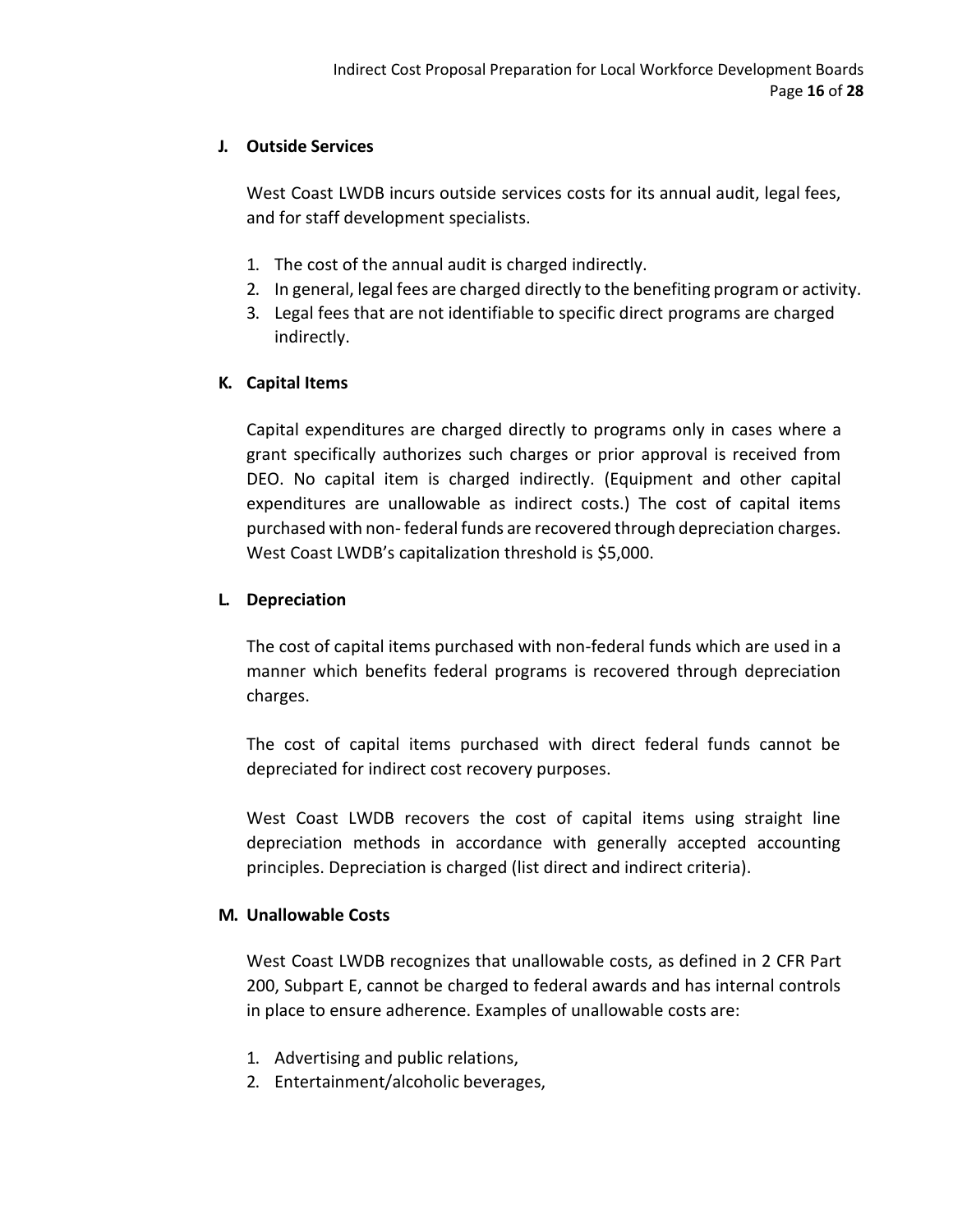### J. Outside Services

West Coast LWDB incurs outside services costs for its annual audit, legal fees, and for staff development specialists.

1. The cost of the annual audit is charged indirectly.
2. In general, legal fees are charged directly to the benefiting program or activity.
3. Legal fees that are not identifiable to specific direct programs are charged indirectly.

### K. Capital Items

Capital expenditures are charged directly to programs only in cases where a grant specifically authorizes such charges or prior approval is received from DEO. No capital item is charged indirectly. (Equipment and other capital expenditures are unallowable as indirect costs.) The cost of capital items purchased with non- federal funds are recovered through depreciation charges. West Coast LWDB's capitalization threshold is $5,000.

### L. Depreciation

The cost of capital items purchased with non-federal funds which are used in a manner which benefits federal programs is recovered through depreciation charges.

The cost of capital items purchased with direct federal funds cannot be depreciated for indirect cost recovery purposes.

West Coast LWDB recovers the cost of capital items using straight line depreciation methods in accordance with generally accepted accounting principles. Depreciation is charged (list direct and indirect criteria).

### M. Unallowable Costs

West Coast LWDB recognizes that unallowable costs, as defined in 2 CFR Part 200, Subpart E, cannot be charged to federal awards and has internal controls in place to ensure adherence. Examples of unallowable costs are:

1. Advertising and public relations,
2. Entertainment/alcoholic beverages,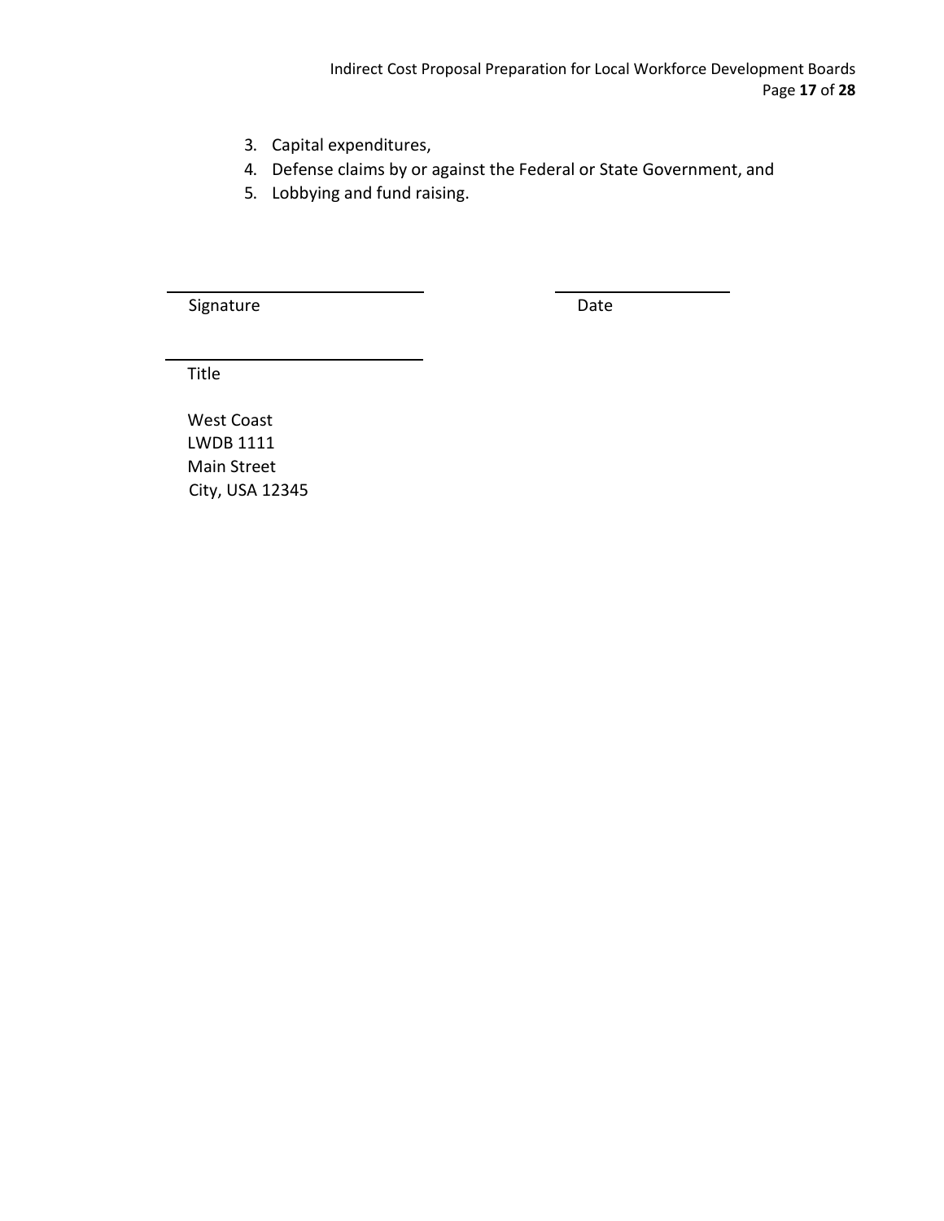3. Capital expenditures,
4. Defense claims by or against the Federal or State Government, and
5. Lobbying and fund raising.

\_\_\_\_\_\_\_\_\_\_\_\_\_\_\_\_\_\_\_\_\_\_\_\_\_\_\_\_ \_\_\_\_\_\_\_\_\_\_\_\_\_\_\_\_\_\_\_\_

Signature Date

\_\_\_\_\_\_\_\_\_\_\_\_\_\_\_\_\_\_\_\_\_\_\_\_\_\_\_\_

Title

West Coast
LWDB 1111
Main Street
City, USA 12345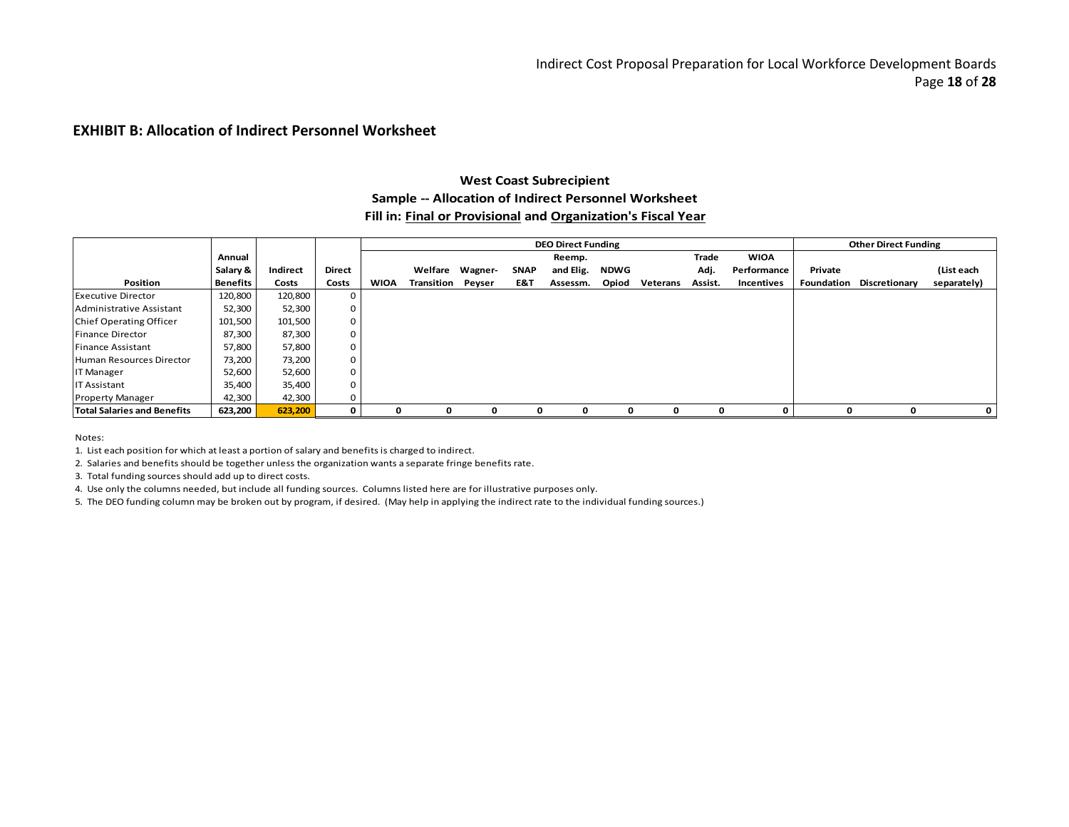## EXHIBIT B: Allocation of Indirect Personnel Worksheet

**West Coast Subrecipient**
**Sample -- Allocation of Indirect Personnel Worksheet**
**Fill in: Final or Provisional and Organization's Fiscal Year**

| | | | | DEO Direct Funding | | | | | | | | | Other Direct Funding | | |
|---|---|---|---|---|---|---|---|---|---|---|---|---|---|---|---|
| **Position** | **Annual Salary & Benefits** | **Indirect Costs** | **Direct Costs** | **WIOA** | **Welfare Transition** | **Wagner-Peyser** | **SNAP E&T** | **Reemp. and Elig. Assessm.** | **NDWG Opiod** | **Veterans** | **Trade Adj. Assist.** | **WIOA Performance Incentives** | **Private Foundation** | **Discretionary** | **(List each separately)** |
| Executive Director | 120,800 | 120,800 | 0 | | | | | | | | | | | | |
| Administrative Assistant | 52,300 | 52,300 | 0 | | | | | | | | | | | | |
| Chief Operating Officer | 101,500 | 101,500 | 0 | | | | | | | | | | | | |
| Finance Director | 87,300 | 87,300 | 0 | | | | | | | | | | | | |
| Finance Assistant | 57,800 | 57,800 | 0 | | | | | | | | | | | | |
| Human Resources Director | 73,200 | 73,200 | 0 | | | | | | | | | | | | |
| IT Manager | 52,600 | 52,600 | 0 | | | | | | | | | | | | |
| IT Assistant | 35,400 | 35,400 | 0 | | | | | | | | | | | | |
| Property Manager | 42,300 | 42,300 | 0 | | | | | | | | | | | | |
| **Total Salaries and Benefits** | **623,200** | **623,200** | **0** | **0** | **0** | **0** | **0** | **0** | **0** | **0** | **0** | **0** | **0** | **0** | **0** |

Notes:

1. List each position for which at least a portion of salary and benefits is charged to indirect.
2. Salaries and benefits should be together unless the organization wants a separate fringe benefits rate.
3. Total funding sources should add up to direct costs.
4. Use only the columns needed, but include all funding sources. Columns listed here are for illustrative purposes only.
5. The DEO funding column may be broken out by program, if desired. (May help in applying the indirect rate to the individual funding sources.)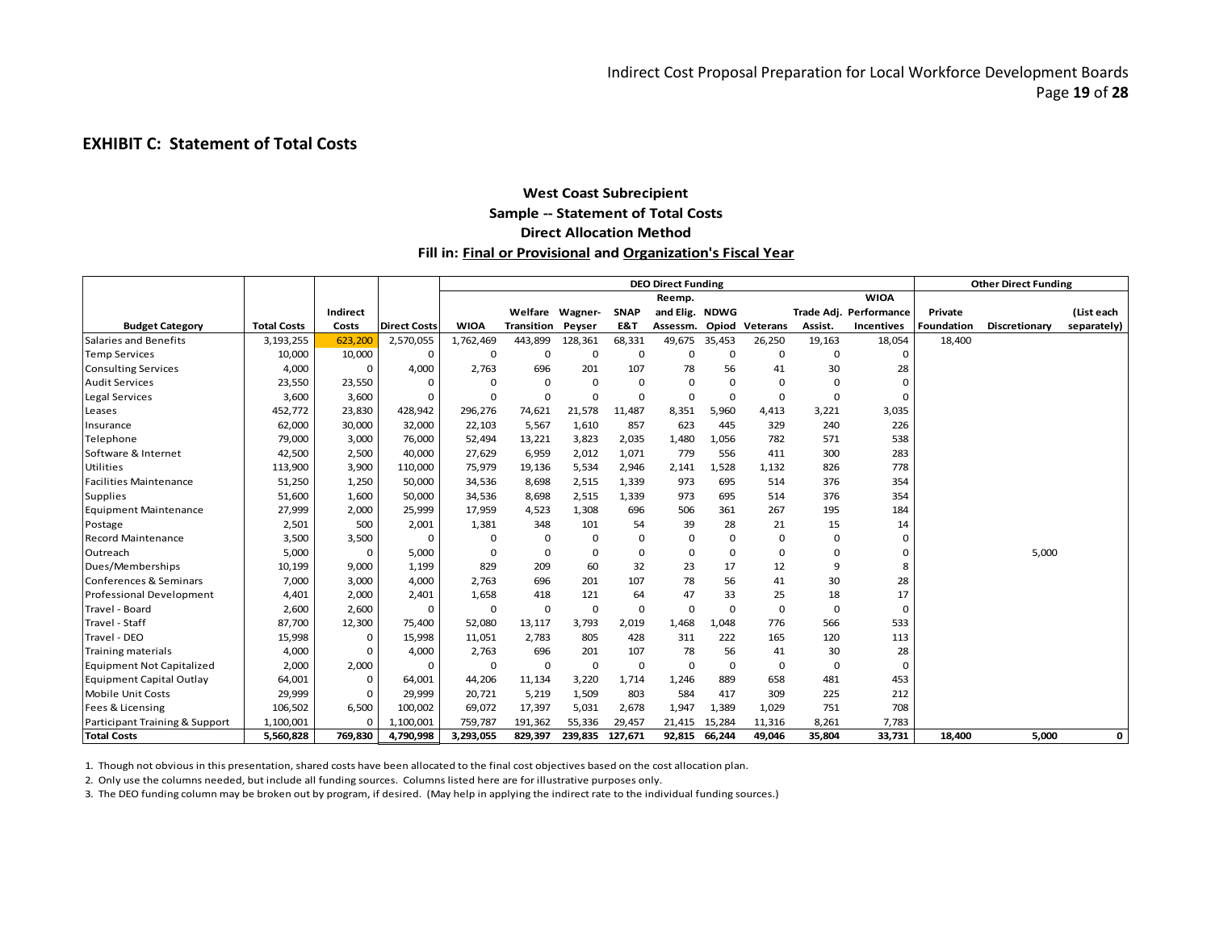## EXHIBIT C: Statement of Total Costs

**West Coast Subrecipient**
**Sample -- Statement of Total Costs**
**Direct Allocation Method**
**Fill in: Final or Provisional and Organization's Fiscal Year**

| | | | | DEO Direct Funding | | | | | | | | | | Other Direct Funding | | |
|---|---|---|---|---|---|---|---|---|---|---|---|---|---|---|---|---|
| **Budget Category** | **Total Costs** | **Indirect Costs** | **Direct Costs** | **WIOA** | **Welfare Transition** | **Wagner-Peyser** | **SNAP E&T** | **Reemp. and Elig. Assessm.** | **NDWG Opiod** | **Veterans** | **Trade Adj. Assist.** | **WIOA Performance Incentives** | **Private Foundation** | **Discretionary** | **(List each separately)** |
| Salaries and Benefits | 3,193,255 | 623,200 | 2,570,055 | 1,762,469 | 443,899 | 128,361 | 68,331 | 49,675 | 35,453 | 26,250 | 19,163 | 18,054 | 18,400 | | |
| Temp Services | 10,000 | 10,000 | 0 | 0 | 0 | 0 | 0 | 0 | 0 | 0 | 0 | 0 | | | |
| Consulting Services | 4,000 | 0 | 4,000 | 2,763 | 696 | 201 | 107 | 78 | 56 | 41 | 30 | 28 | | | |
| Audit Services | 23,550 | 23,550 | 0 | 0 | 0 | 0 | 0 | 0 | 0 | 0 | 0 | 0 | | | |
| Legal Services | 3,600 | 3,600 | 0 | 0 | 0 | 0 | 0 | 0 | 0 | 0 | 0 | 0 | | | |
| Leases | 452,772 | 23,830 | 428,942 | 296,276 | 74,621 | 21,578 | 11,487 | 8,351 | 5,960 | 4,413 | 3,221 | 3,035 | | | |
| Insurance | 62,000 | 30,000 | 32,000 | 22,103 | 5,567 | 1,610 | 857 | 623 | 445 | 329 | 240 | 226 | | | |
| Telephone | 79,000 | 3,000 | 76,000 | 52,494 | 13,221 | 3,823 | 2,035 | 1,480 | 1,056 | 782 | 571 | 538 | | | |
| Software & Internet | 42,500 | 2,500 | 40,000 | 27,629 | 6,959 | 2,012 | 1,071 | 779 | 556 | 411 | 300 | 283 | | | |
| Utilities | 113,900 | 3,900 | 110,000 | 75,979 | 19,136 | 5,534 | 2,946 | 2,141 | 1,528 | 1,132 | 826 | 778 | | | |
| Facilities Maintenance | 51,250 | 1,250 | 50,000 | 34,536 | 8,698 | 2,515 | 1,339 | 973 | 695 | 514 | 376 | 354 | | | |
| Supplies | 51,600 | 1,600 | 50,000 | 34,536 | 8,698 | 2,515 | 1,339 | 973 | 695 | 514 | 376 | 354 | | | |
| Equipment Maintenance | 27,999 | 2,000 | 25,999 | 17,959 | 4,523 | 1,308 | 696 | 506 | 361 | 267 | 195 | 184 | | | |
| Postage | 2,501 | 500 | 2,001 | 1,381 | 348 | 101 | 54 | 39 | 28 | 21 | 15 | 14 | | | |
| Record Maintenance | 3,500 | 3,500 | 0 | 0 | 0 | 0 | 0 | 0 | 0 | 0 | 0 | 0 | | | |
| Outreach | 5,000 | 0 | 5,000 | 0 | 0 | 0 | 0 | 0 | 0 | 0 | 0 | 0 | | 5,000 | |
| Dues/Memberships | 10,199 | 9,000 | 1,199 | 829 | 209 | 60 | 32 | 23 | 17 | 12 | 9 | 8 | | | |
| Conferences & Seminars | 7,000 | 3,000 | 4,000 | 2,763 | 696 | 201 | 107 | 78 | 56 | 41 | 30 | 28 | | | |
| Professional Development | 4,401 | 2,000 | 2,401 | 1,658 | 418 | 121 | 64 | 47 | 33 | 25 | 18 | 17 | | | |
| Travel - Board | 2,600 | 2,600 | 0 | 0 | 0 | 0 | 0 | 0 | 0 | 0 | 0 | 0 | | | |
| Travel - Staff | 87,700 | 12,300 | 75,400 | 52,080 | 13,117 | 3,793 | 2,019 | 1,468 | 1,048 | 776 | 566 | 533 | | | |
| Travel - DEO | 15,998 | 0 | 15,998 | 11,051 | 2,783 | 805 | 428 | 311 | 222 | 165 | 120 | 113 | | | |
| Training materials | 4,000 | 0 | 4,000 | 2,763 | 696 | 201 | 107 | 78 | 56 | 41 | 30 | 28 | | | |
| Equipment Not Capitalized | 2,000 | 2,000 | 0 | 0 | 0 | 0 | 0 | 0 | 0 | 0 | 0 | 0 | | | |
| Equipment Capital Outlay | 64,001 | 0 | 64,001 | 44,206 | 11,134 | 3,220 | 1,714 | 1,246 | 889 | 658 | 481 | 453 | | | |
| Mobile Unit Costs | 29,999 | 0 | 29,999 | 20,721 | 5,219 | 1,509 | 803 | 584 | 417 | 309 | 225 | 212 | | | |
| Fees & Licensing | 106,502 | 6,500 | 100,002 | 69,072 | 17,397 | 5,031 | 2,678 | 1,947 | 1,389 | 1,029 | 751 | 708 | | | |
| Participant Training & Support | 1,100,001 | 0 | 1,100,001 | 759,787 | 191,362 | 55,336 | 29,457 | 21,415 | 15,284 | 11,316 | 8,261 | 7,783 | | | |
| **Total Costs** | **5,560,828** | **769,830** | **4,790,998** | **3,293,055** | **829,397** | **239,835** | **127,671** | **92,815** | **66,244** | **49,046** | **35,804** | **33,731** | **18,400** | **5,000** | **0** |

1. Though not obvious in this presentation, shared costs have been allocated to the final cost objectives based on the cost allocation plan.
2. Only use the columns needed, but include all funding sources. Columns listed here are for illustrative purposes only.
3. The DEO funding column may be broken out by program, if desired. (May help in applying the indirect rate to the individual funding sources.)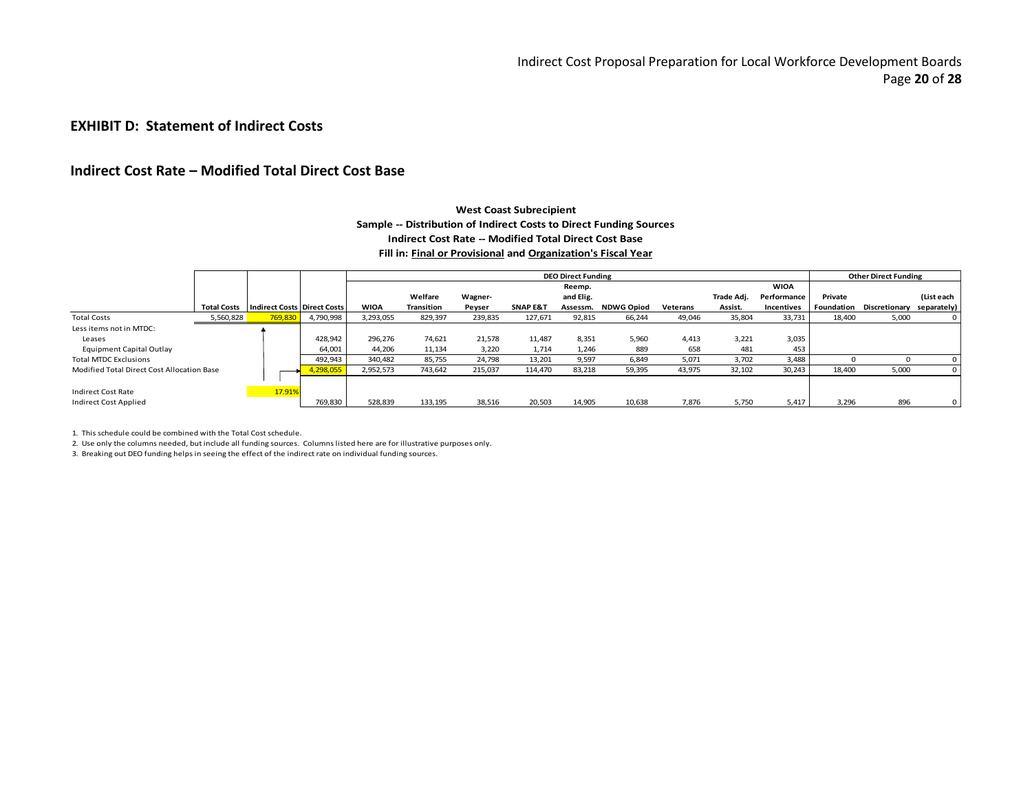## EXHIBIT D: Statement of Indirect Costs

## Indirect Cost Rate – Modified Total Direct Cost Base

**West Coast Subrecipient**

**Sample -- Distribution of Indirect Costs to Direct Funding Sources**

**Indirect Cost Rate -- Modified Total Direct Cost Base**

**Fill in: Final or Provisional and Organization's Fiscal Year**

| | | | | DEO Direct Funding | | | | | | | | | Other Direct Funding | | |
|---|---|---|---|---|---|---|---|---|---|---|---|---|---|---|---|
| | **Total Costs** | **Indirect Costs** | **Direct Costs** | **WIOA** | **Welfare Transition** | **Wagner-Peyser** | **SNAP E&T** | **Reemp. and Elig. Assessm.** | **NDWG Opiod** | **Veterans** | **Trade Adj. Assist.** | **WIOA Performance Incentives** | **Private Foundation** | **Discretionary** | **(List each separately)** |
| Total Costs | 5,560,828 | 769,830 | 4,790,998 | 3,293,055 | 829,397 | 239,835 | 127,671 | 92,815 | 66,244 | 49,046 | 35,804 | 33,731 | 18,400 | 5,000 | 0 |
| Less items not in MTDC: | | | | | | | | | | | | | | | |
| Leases | | | 428,942 | 296,276 | 74,621 | 21,578 | 11,487 | 8,351 | 5,960 | 4,413 | 3,221 | 3,035 | | | |
| Equipment Capital Outlay | | | 64,001 | 44,206 | 11,134 | 3,220 | 1,714 | 1,246 | 889 | 658 | 481 | 453 | | | |
| Total MTDC Exclusions | | | 492,943 | 340,482 | 85,755 | 24,798 | 13,201 | 9,597 | 6,849 | 5,071 | 3,702 | 3,488 | 0 | 0 | 0 |
| Modified Total Direct Cost Allocation Base | | | 4,298,055 | 2,952,573 | 743,642 | 215,037 | 114,470 | 83,218 | 59,395 | 43,975 | 32,102 | 30,243 | 18,400 | 5,000 | 0 |
| Indirect Cost Rate | | 17.91% | | | | | | | | | | | | | |
| Indirect Cost Applied | | | 769,830 | 528,839 | 133,195 | 38,516 | 20,503 | 14,905 | 10,638 | 7,876 | 5,750 | 5,417 | 3,296 | 896 | 0 |

1. This schedule could be combined with the Total Cost schedule.
2. Use only the columns needed, but include all funding sources. Columns listed here are for illustrative purposes only.
3. Breaking out DEO funding helps in seeing the effect of the indirect rate on individual funding sources.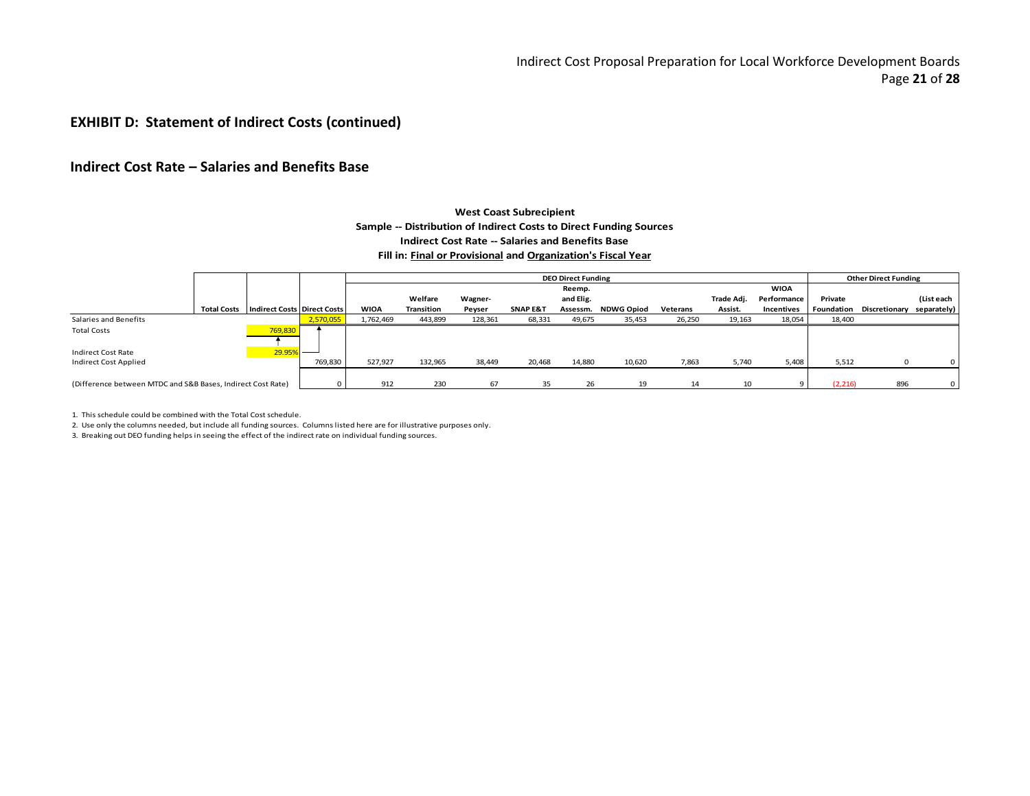## EXHIBIT D: Statement of Indirect Costs (continued)

## Indirect Cost Rate – Salaries and Benefits Base

**West Coast Subrecipient**
**Sample -- Distribution of Indirect Costs to Direct Funding Sources**
**Indirect Cost Rate -- Salaries and Benefits Base**
**Fill in: Final or Provisional and Organization's Fiscal Year**

| | | | | DEO Direct Funding | | | | | | | | | Other Direct Funding | | |
|---|---|---|---|---|---|---|---|---|---|---|---|---|---|---|---|
| | Total Costs | Indirect Costs | Direct Costs | WIOA | Welfare Transition | Wagner-Peyser | SNAP E&T | Reemp. and Elig. Assessm. | NDWG Opiod | Veterans | Trade Adj. Assist. | WIOA Performance Incentives | Private Foundation | Discretionary | (List each separately) |
| Salaries and Benefits | | | 2,570,055 | 1,762,469 | 443,899 | 128,361 | 68,331 | 49,675 | 35,453 | 26,250 | 19,163 | 18,054 | 18,400 | | |
| Total Costs | | 769,830 | | | | | | | | | | | | | |
| Indirect Cost Rate | | 29.95% | | | | | | | | | | | | | |
| Indirect Cost Applied | | | 769,830 | 527,927 | 132,965 | 38,449 | 20,468 | 14,880 | 10,620 | 7,863 | 5,740 | 5,408 | 5,512 | 0 | 0 |
| (Difference between MTDC and S&B Bases, Indirect Cost Rate) | | | 0 | 912 | 230 | 67 | 35 | 26 | 19 | 14 | 10 | 9 | (2,216) | 896 | 0 |

1. This schedule could be combined with the Total Cost schedule.
2. Use only the columns needed, but include all funding sources. Columns listed here are for illustrative purposes only.
3. Breaking out DEO funding helps in seeing the effect of the indirect rate on individual funding sources.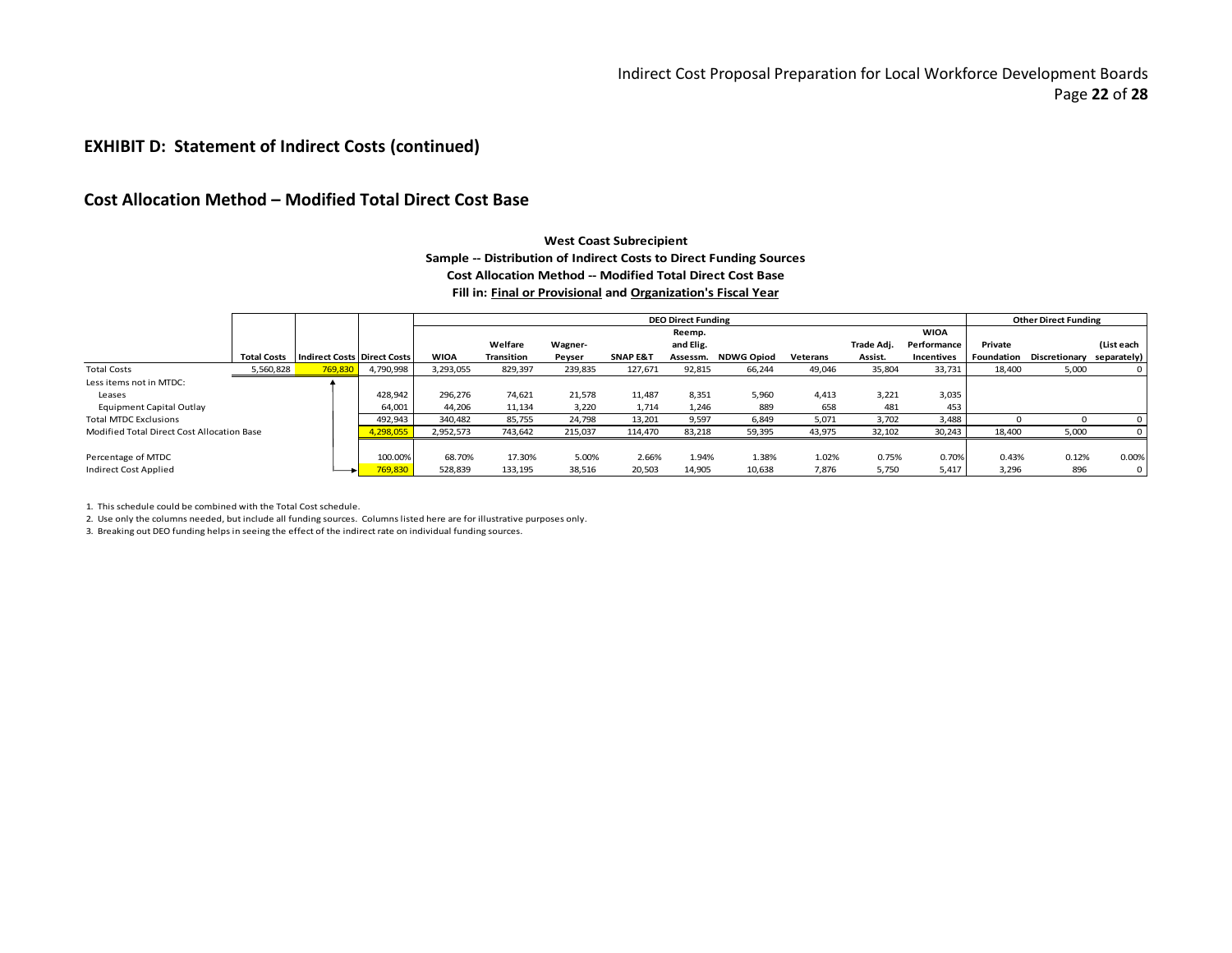## EXHIBIT D: Statement of Indirect Costs (continued)

## Cost Allocation Method – Modified Total Direct Cost Base

**West Coast Subrecipient**
**Sample -- Distribution of Indirect Costs to Direct Funding Sources**
**Cost Allocation Method -- Modified Total Direct Cost Base**
**Fill in: Final or Provisional and Organization's Fiscal Year**

| | | | | DEO Direct Funding | | | | | | | | | | Other Direct Funding | | |
|---|---|---|---|---|---|---|---|---|---|---|---|---|---|---|---|---|
| | Total Costs | Indirect Costs | Direct Costs | WIOA | Welfare Transition | Wagner-Peyser | SNAP E&T | Reemp. and Elig. Assessm. | NDWG Opiod | Veterans | Trade Adj. Assist. | WIOA Performance Incentives | Private Foundation | Discretionary | (List each separately) |
| Total Costs | 5,560,828 | 769,830 | 4,790,998 | 3,293,055 | 829,397 | 239,835 | 127,671 | 92,815 | 66,244 | 49,046 | 35,804 | 33,731 | 18,400 | 5,000 | 0 |
| Less items not in MTDC: | | | | | | | | | | | | | | | |
| Leases | | | 428,942 | 296,276 | 74,621 | 21,578 | 11,487 | 8,351 | 5,960 | 4,413 | 3,221 | 3,035 | | | |
| Equipment Capital Outlay | | | 64,001 | 44,206 | 11,134 | 3,220 | 1,714 | 1,246 | 889 | 658 | 481 | 453 | | | |
| Total MTDC Exclusions | | | 492,943 | 340,482 | 85,755 | 24,798 | 13,201 | 9,597 | 6,849 | 5,071 | 3,702 | 3,488 | 0 | 0 | 0 |
| Modified Total Direct Cost Allocation Base | | | 4,298,055 | 2,952,573 | 743,642 | 215,037 | 114,470 | 83,218 | 59,395 | 43,975 | 32,102 | 30,243 | 18,400 | 5,000 | 0 |
| Percentage of MTDC | | | 100.00% | 68.70% | 17.30% | 5.00% | 2.66% | 1.94% | 1.38% | 1.02% | 0.75% | 0.70% | 0.43% | 0.12% | 0.00% |
| Indirect Cost Applied | | | 769,830 | 528,839 | 133,195 | 38,516 | 20,503 | 14,905 | 10,638 | 7,876 | 5,750 | 5,417 | 3,296 | 896 | 0 |

1. This schedule could be combined with the Total Cost schedule.
2. Use only the columns needed, but include all funding sources. Columns listed here are for illustrative purposes only.
3. Breaking out DEO funding helps in seeing the effect of the indirect rate on individual funding sources.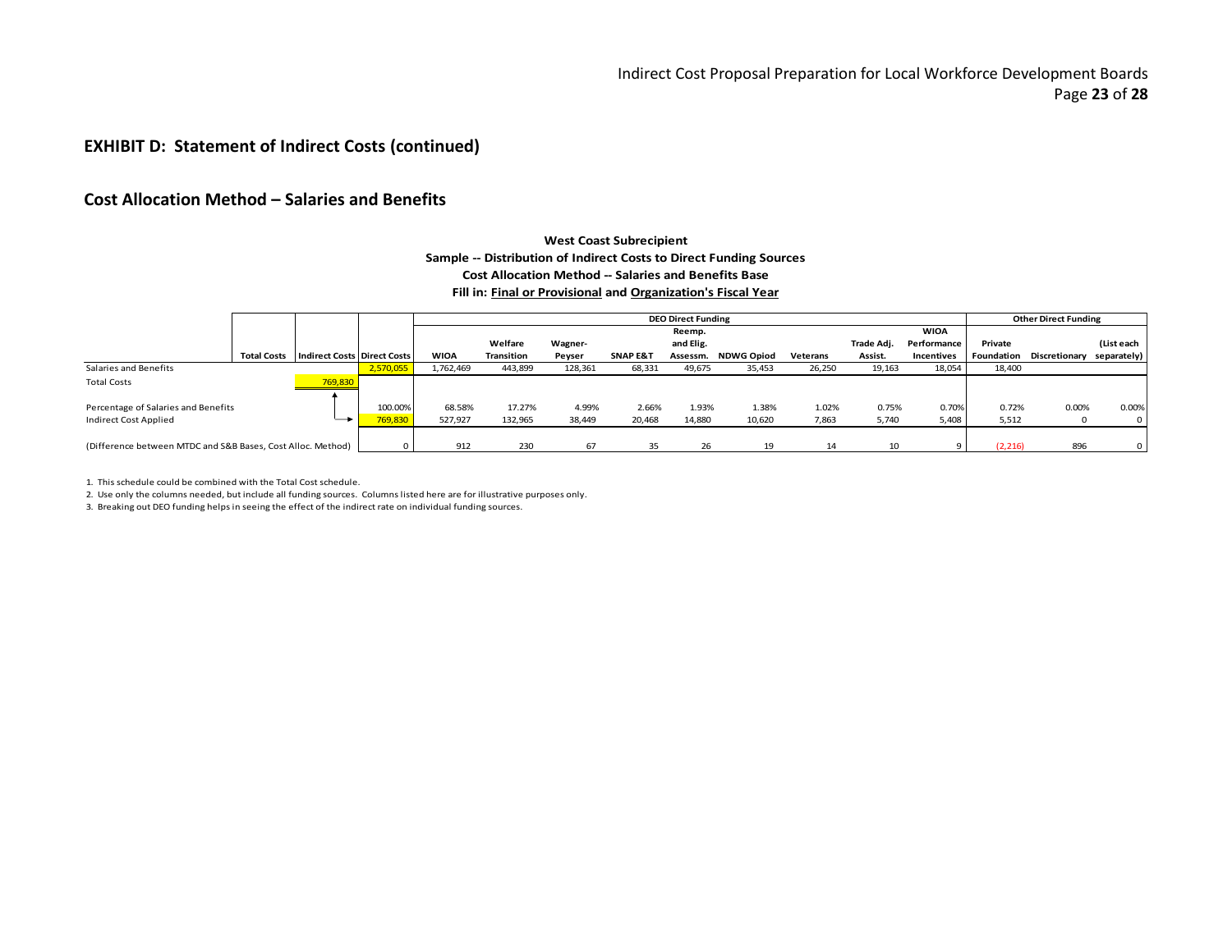## EXHIBIT D: Statement of Indirect Costs (continued)

## Cost Allocation Method – Salaries and Benefits

**West Coast Subrecipient**
**Sample -- Distribution of Indirect Costs to Direct Funding Sources**
**Cost Allocation Method -- Salaries and Benefits Base**
**Fill in: Final or Provisional and Organization's Fiscal Year**

| | | | | DEO Direct Funding | | | | | | | | | Other Direct Funding | | |
|---|---|---|---|---|---|---|---|---|---|---|---|---|---|---|---|
| | Total Costs | Indirect Costs | Direct Costs | WIOA | Welfare Transition | Wagner-Peyser | SNAP E&T | Reemp. and Elig. Assessm. | NDWG Opiod | Veterans | Trade Adj. Assist. | WIOA Performance Incentives | Private Foundation | Discretionary | (List each separately) |
| Salaries and Benefits | | | 2,570,055 | 1,762,469 | 443,899 | 128,361 | 68,331 | 49,675 | 35,453 | 26,250 | 19,163 | 18,054 | 18,400 | | |
| Total Costs | | 769,830 | | | | | | | | | | | | | |
| Percentage of Salaries and Benefits | | | 100.00% | 68.58% | 17.27% | 4.99% | 2.66% | 1.93% | 1.38% | 1.02% | 0.75% | 0.70% | 0.72% | 0.00% | 0.00% |
| Indirect Cost Applied | | | 769,830 | 527,927 | 132,965 | 38,449 | 20,468 | 14,880 | 10,620 | 7,863 | 5,740 | 5,408 | 5,512 | 0 | 0 |
| (Difference between MTDC and S&B Bases, Cost Alloc. Method) | | | 0 | 912 | 230 | 67 | 35 | 26 | 19 | 14 | 10 | 9 | (2,216) | 896 | 0 |

1. This schedule could be combined with the Total Cost schedule.
2. Use only the columns needed, but include all funding sources. Columns listed here are for illustrative purposes only.
3. Breaking out DEO funding helps in seeing the effect of the indirect rate on individual funding sources.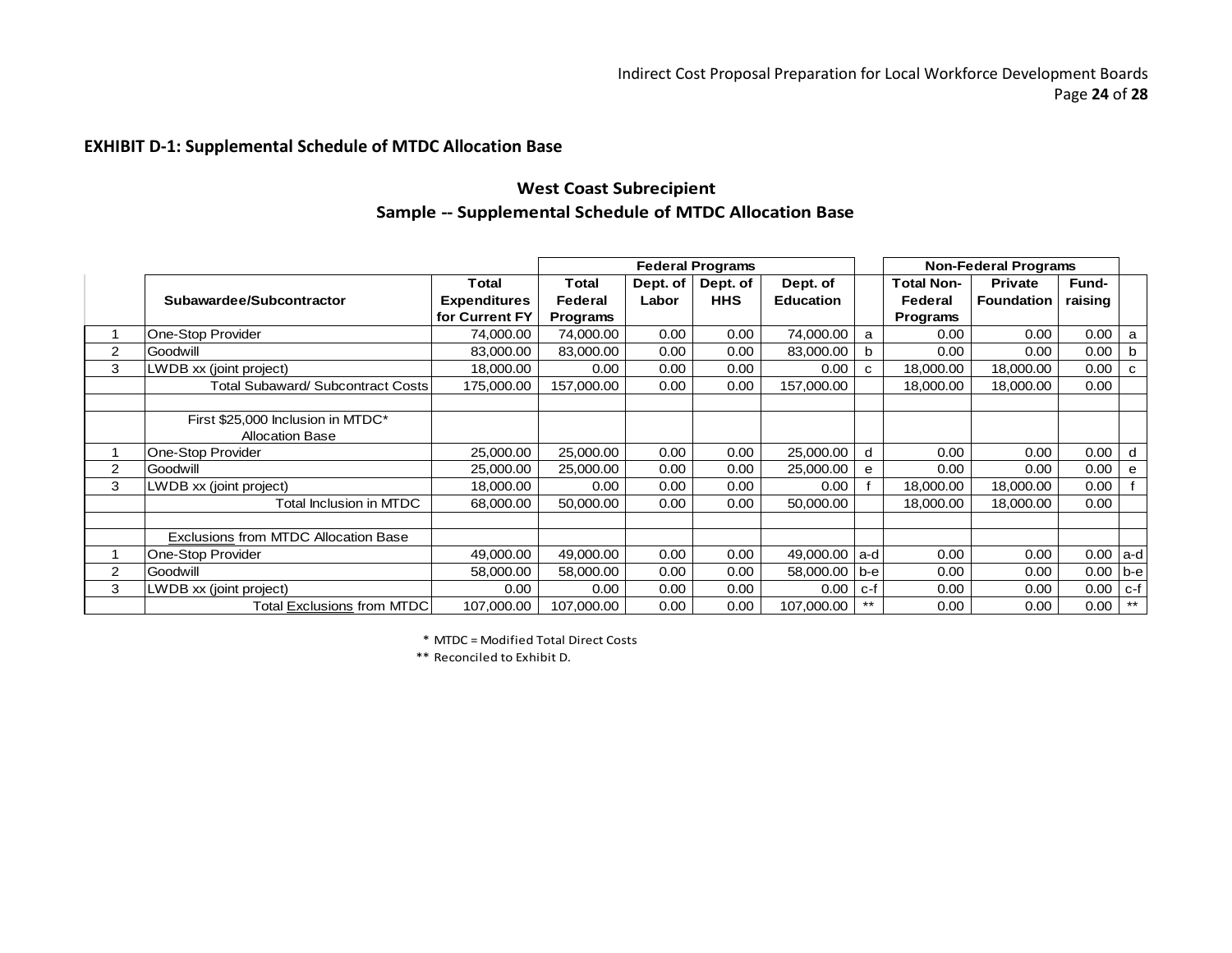### EXHIBIT D-1: Supplemental Schedule of MTDC Allocation Base

## West Coast Subrecipient

## Sample -- Supplemental Schedule of MTDC Allocation Base

| | | | Federal Programs | | | | | Non-Federal Programs | | | |
|---|---|---|---|---|---|---|---|---|---|---|---|
| | Subawardee/Subcontractor | Total Expenditures for Current FY | Total Federal Programs | Dept. of Labor | Dept. of HHS | Dept. of Education | | Total Non-Federal Programs | Private Foundation | Fund-raising | |
| 1 | One-Stop Provider | 74,000.00 | 74,000.00 | 0.00 | 0.00 | 74,000.00 | a | 0.00 | 0.00 | 0.00 | a |
| 2 | Goodwill | 83,000.00 | 83,000.00 | 0.00 | 0.00 | 83,000.00 | b | 0.00 | 0.00 | 0.00 | b |
| 3 | LWDB xx (joint project) | 18,000.00 | 0.00 | 0.00 | 0.00 | 0.00 | c | 18,000.00 | 18,000.00 | 0.00 | c |
| | Total Subaward/ Subcontract Costs | 175,000.00 | 157,000.00 | 0.00 | 0.00 | 157,000.00 | | 18,000.00 | 18,000.00 | 0.00 | |
| | | | | | | | | | | | |
| | First $25,000 Inclusion in MTDC* Allocation Base | | | | | | | | | | |
| 1 | One-Stop Provider | 25,000.00 | 25,000.00 | 0.00 | 0.00 | 25,000.00 | d | 0.00 | 0.00 | 0.00 | d |
| 2 | Goodwill | 25,000.00 | 25,000.00 | 0.00 | 0.00 | 25,000.00 | e | 0.00 | 0.00 | 0.00 | e |
| 3 | LWDB xx (joint project) | 18,000.00 | 0.00 | 0.00 | 0.00 | 0.00 | f | 18,000.00 | 18,000.00 | 0.00 | f |
| | Total Inclusion in MTDC | 68,000.00 | 50,000.00 | 0.00 | 0.00 | 50,000.00 | | 18,000.00 | 18,000.00 | 0.00 | |
| | | | | | | | | | | | |
| | Exclusions from MTDC Allocation Base | | | | | | | | | | |
| 1 | One-Stop Provider | 49,000.00 | 49,000.00 | 0.00 | 0.00 | 49,000.00 | a-d | 0.00 | 0.00 | 0.00 | a-d |
| 2 | Goodwill | 58,000.00 | 58,000.00 | 0.00 | 0.00 | 58,000.00 | b-e | 0.00 | 0.00 | 0.00 | b-e |
| 3 | LWDB xx (joint project) | 0.00 | 0.00 | 0.00 | 0.00 | 0.00 | c-f | 0.00 | 0.00 | 0.00 | c-f |
| | Total Exclusions from MTDC | 107,000.00 | 107,000.00 | 0.00 | 0.00 | 107,000.00 | ** | 0.00 | 0.00 | 0.00 | ** |

\* MTDC = Modified Total Direct Costs

\** Reconciled to Exhibit D.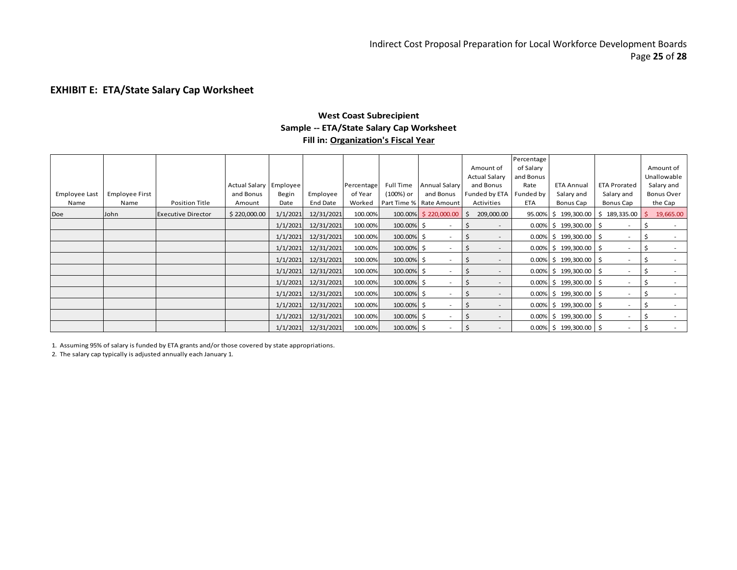## EXHIBIT E: ETA/State Salary Cap Worksheet

**West Coast Subrecipient**
**Sample -- ETA/State Salary Cap Worksheet**
**Fill in: Organization's Fiscal Year**

| Employee Last Name | Employee First Name | Position Title | Actual Salary and Bonus Amount | Employee Begin Date | Employee End Date | Percentage of Year Worked | Full Time (100%) or Part Time % | Annual Salary and Bonus Rate Amount | Amount of Actual Salary and Bonus Funded by ETA Activities | Percentage of Salary and Bonus Rate Funded by ETA | ETA Annual Salary and Bonus Cap | ETA Prorated Salary and Bonus Cap | Amount of Unallowable Salary and Bonus Over the Cap |
|---|---|---|---|---|---|---|---|---|---|---|---|---|---|
| Doe | John | Executive Director | $ 220,000.00 | 1/1/2021 | 12/31/2021 | 100.00% | 100.00% | $ 220,000.00 | $ 209,000.00 | 95.00% | $ 199,300.00 | $ 189,335.00 | $ 19,665.00 |
| | | | | 1/1/2021 | 12/31/2021 | 100.00% | 100.00% | $ - | $ - | 0.00% | $ 199,300.00 | $ - | $ - |
| | | | | 1/1/2021 | 12/31/2021 | 100.00% | 100.00% | $ - | $ - | 0.00% | $ 199,300.00 | $ - | $ - |
| | | | | 1/1/2021 | 12/31/2021 | 100.00% | 100.00% | $ - | $ - | 0.00% | $ 199,300.00 | $ - | $ - |
| | | | | 1/1/2021 | 12/31/2021 | 100.00% | 100.00% | $ - | $ - | 0.00% | $ 199,300.00 | $ - | $ - |
| | | | | 1/1/2021 | 12/31/2021 | 100.00% | 100.00% | $ - | $ - | 0.00% | $ 199,300.00 | $ - | $ - |
| | | | | 1/1/2021 | 12/31/2021 | 100.00% | 100.00% | $ - | $ - | 0.00% | $ 199,300.00 | $ - | $ - |
| | | | | 1/1/2021 | 12/31/2021 | 100.00% | 100.00% | $ - | $ - | 0.00% | $ 199,300.00 | $ - | $ - |
| | | | | 1/1/2021 | 12/31/2021 | 100.00% | 100.00% | $ - | $ - | 0.00% | $ 199,300.00 | $ - | $ - |
| | | | | 1/1/2021 | 12/31/2021 | 100.00% | 100.00% | $ - | $ - | 0.00% | $ 199,300.00 | $ - | $ - |
| | | | | 1/1/2021 | 12/31/2021 | 100.00% | 100.00% | $ - | $ - | 0.00% | $ 199,300.00 | $ - | $ - |

1. Assuming 95% of salary is funded by ETA grants and/or those covered by state appropriations.
2. The salary cap typically is adjusted annually each January 1.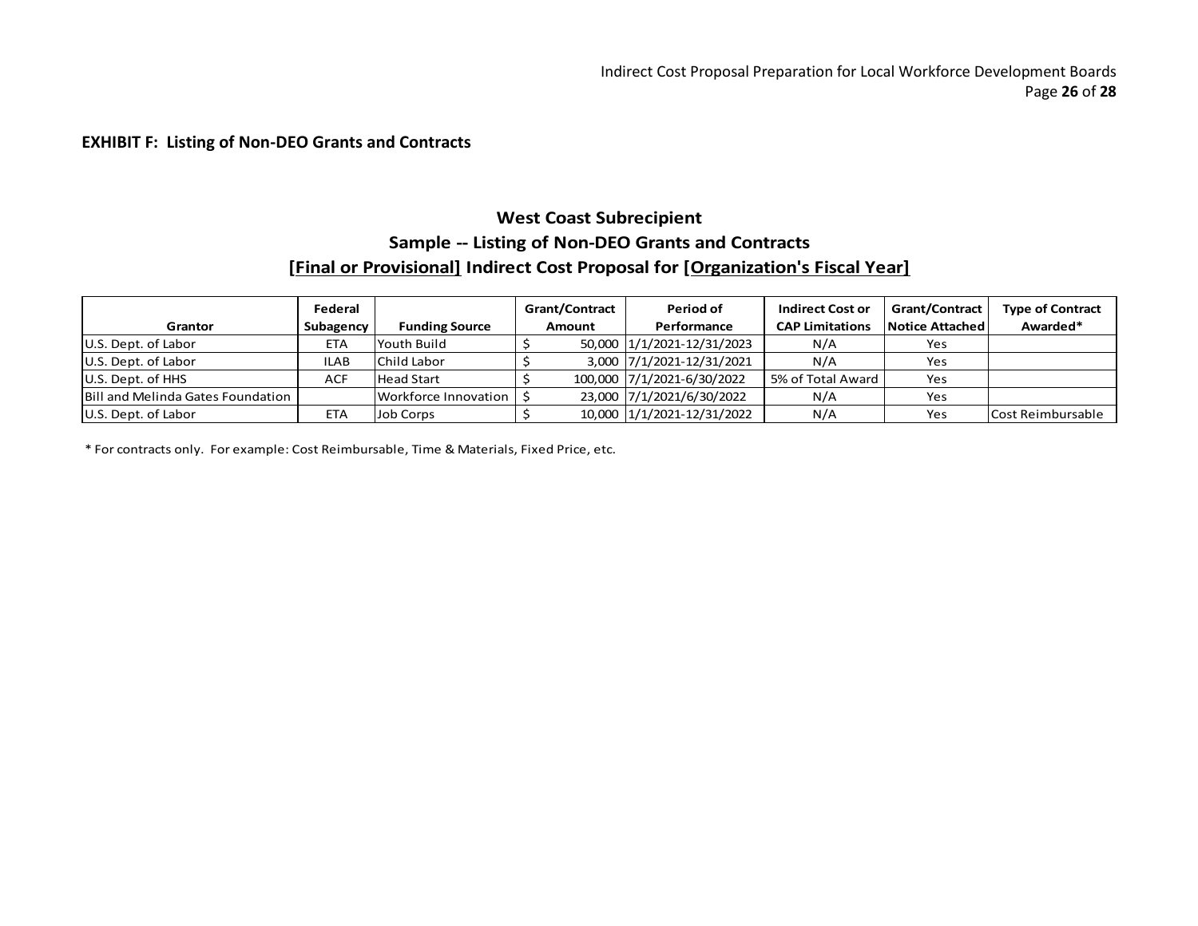**EXHIBIT F: Listing of Non-DEO Grants and Contracts**

## West Coast Subrecipient

### Sample -- Listing of Non-DEO Grants and Contracts

### [Final or Provisional] Indirect Cost Proposal for [Organization's Fiscal Year]

| Grantor | Federal Subagency | Funding Source | Grant/Contract Amount | Period of Performance | Indirect Cost or CAP Limitations | Grant/Contract Notice Attached | Type of Contract Awarded* |
|---|---|---|---|---|---|---|---|
| U.S. Dept. of Labor | ETA | Youth Build | $ 50,000 | 1/1/2021-12/31/2023 | N/A | Yes | |
| U.S. Dept. of Labor | ILAB | Child Labor | $ 3,000 | 7/1/2021-12/31/2021 | N/A | Yes | |
| U.S. Dept. of HHS | ACF | Head Start | $ 100,000 | 7/1/2021-6/30/2022 | 5% of Total Award | Yes | |
| Bill and Melinda Gates Foundation | | Workforce Innovation | $ 23,000 | 7/1/2021/6/30/2022 | N/A | Yes | |
| U.S. Dept. of Labor | ETA | Job Corps | $ 10,000 | 1/1/2021-12/31/2022 | N/A | Yes | Cost Reimbursable |

* For contracts only. For example: Cost Reimbursable, Time & Materials, Fixed Price, etc.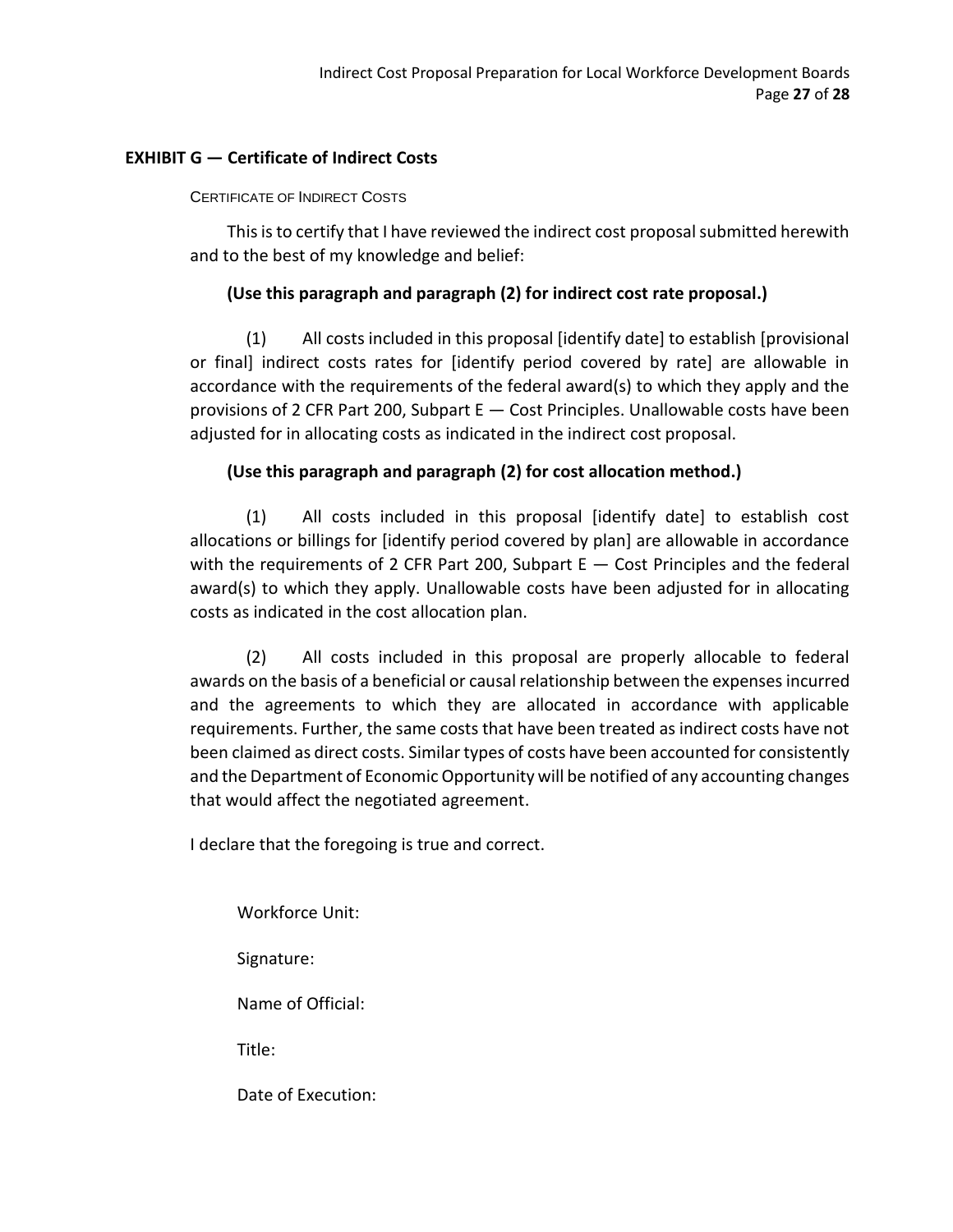## EXHIBIT G — Certificate of Indirect Costs

CERTIFICATE OF INDIRECT COSTS

This is to certify that I have reviewed the indirect cost proposal submitted herewith and to the best of my knowledge and belief:

**(Use this paragraph and paragraph (2) for indirect cost rate proposal.)**

(1) All costs included in this proposal [identify date] to establish [provisional or final] indirect costs rates for [identify period covered by rate] are allowable in accordance with the requirements of the federal award(s) to which they apply and the provisions of 2 CFR Part 200, Subpart E — Cost Principles. Unallowable costs have been adjusted for in allocating costs as indicated in the indirect cost proposal.

**(Use this paragraph and paragraph (2) for cost allocation method.)**

(1) All costs included in this proposal [identify date] to establish cost allocations or billings for [identify period covered by plan] are allowable in accordance with the requirements of 2 CFR Part 200, Subpart E — Cost Principles and the federal award(s) to which they apply. Unallowable costs have been adjusted for in allocating costs as indicated in the cost allocation plan.

(2) All costs included in this proposal are properly allocable to federal awards on the basis of a beneficial or causal relationship between the expenses incurred and the agreements to which they are allocated in accordance with applicable requirements. Further, the same costs that have been treated as indirect costs have not been claimed as direct costs. Similar types of costs have been accounted for consistently and the Department of Economic Opportunity will be notified of any accounting changes that would affect the negotiated agreement.

I declare that the foregoing is true and correct.

Workforce Unit:

Signature:

Name of Official:

Title:

Date of Execution: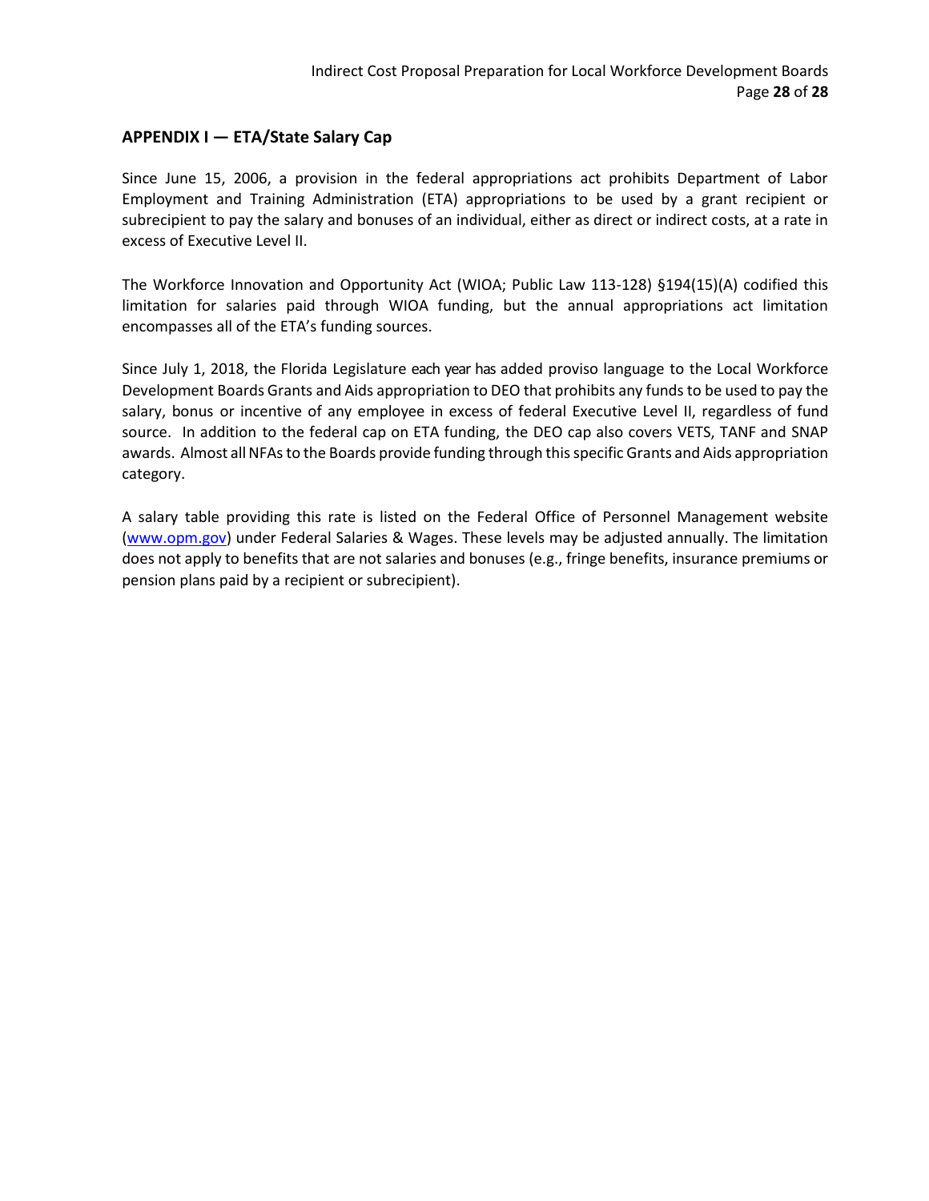## APPENDIX I — ETA/State Salary Cap

Since June 15, 2006, a provision in the federal appropriations act prohibits Department of Labor Employment and Training Administration (ETA) appropriations to be used by a grant recipient or subrecipient to pay the salary and bonuses of an individual, either as direct or indirect costs, at a rate in excess of Executive Level II.

The Workforce Innovation and Opportunity Act (WIOA; Public Law 113-128) §194(15)(A) codified this limitation for salaries paid through WIOA funding, but the annual appropriations act limitation encompasses all of the ETA's funding sources.

Since July 1, 2018, the Florida Legislature each year has added proviso language to the Local Workforce Development Boards Grants and Aids appropriation to DEO that prohibits any funds to be used to pay the salary, bonus or incentive of any employee in excess of federal Executive Level II, regardless of fund source. In addition to the federal cap on ETA funding, the DEO cap also covers VETS, TANF and SNAP awards. Almost all NFAs to the Boards provide funding through this specific Grants and Aids appropriation category.

A salary table providing this rate is listed on the Federal Office of Personnel Management website ([www.opm.gov](http://www.opm.gov)) under Federal Salaries & Wages. These levels may be adjusted annually. The limitation does not apply to benefits that are not salaries and bonuses (e.g., fringe benefits, insurance premiums or pension plans paid by a recipient or subrecipient).